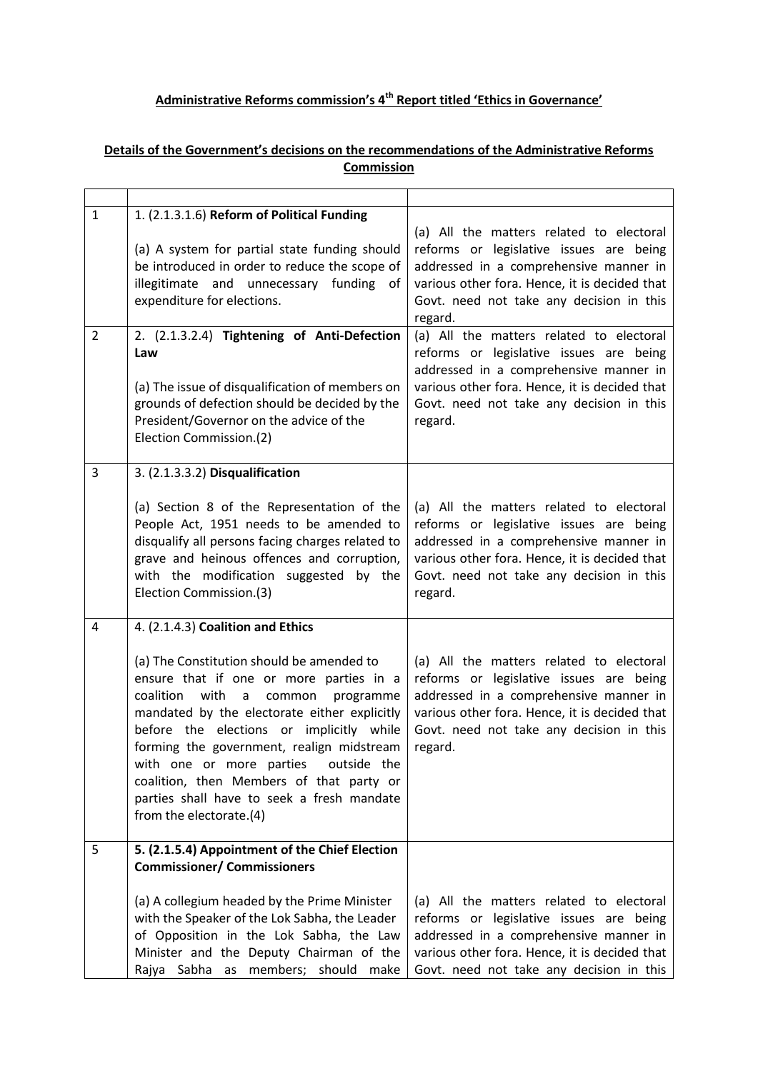**Administrative Reforms commission's 4th Report titled 'Ethics in Governance'**

**Details of the Government's decisions on the recommendations of the Administrative Reforms Commission**

| | | |
|---|---|---|
| 1 | 1. (2.1.3.1.6) **Reform of Political Funding**<br><br>(a) A system for partial state funding should be introduced in order to reduce the scope of illegitimate and unnecessary funding of expenditure for elections. | (a) All the matters related to electoral reforms or legislative issues are being addressed in a comprehensive manner in various other fora. Hence, it is decided that Govt. need not take any decision in this regard. |
| 2 | 2. (2.1.3.2.4) **Tightening of Anti-Defection Law**<br><br>(a) The issue of disqualification of members on grounds of defection should be decided by the President/Governor on the advice of the Election Commission.(2) | (a) All the matters related to electoral reforms or legislative issues are being addressed in a comprehensive manner in various other fora. Hence, it is decided that Govt. need not take any decision in this regard. |
| 3 | 3. (2.1.3.3.2) **Disqualification**<br><br>(a) Section 8 of the Representation of the People Act, 1951 needs to be amended to disqualify all persons facing charges related to grave and heinous offences and corruption, with the modification suggested by the Election Commission.(3) | (a) All the matters related to electoral reforms or legislative issues are being addressed in a comprehensive manner in various other fora. Hence, it is decided that Govt. need not take any decision in this regard. |
| 4 | 4. (2.1.4.3) **Coalition and Ethics**<br><br>(a) The Constitution should be amended to ensure that if one or more parties in a coalition with a common programme mandated by the electorate either explicitly before the elections or implicitly while forming the government, realign midstream with one or more parties outside the coalition, then Members of that party or parties shall have to seek a fresh mandate from the electorate.(4) | (a) All the matters related to electoral reforms or legislative issues are being addressed in a comprehensive manner in various other fora. Hence, it is decided that Govt. need not take any decision in this regard. |
| 5 | **5. (2.1.5.4) Appointment of the Chief Election Commissioner/ Commissioners**<br><br>(a) A collegium headed by the Prime Minister with the Speaker of the Lok Sabha, the Leader of Opposition in the Lok Sabha, the Law Minister and the Deputy Chairman of the Rajya Sabha as members; should make | (a) All the matters related to electoral reforms or legislative issues are being addressed in a comprehensive manner in various other fora. Hence, it is decided that Govt. need not take any decision in this |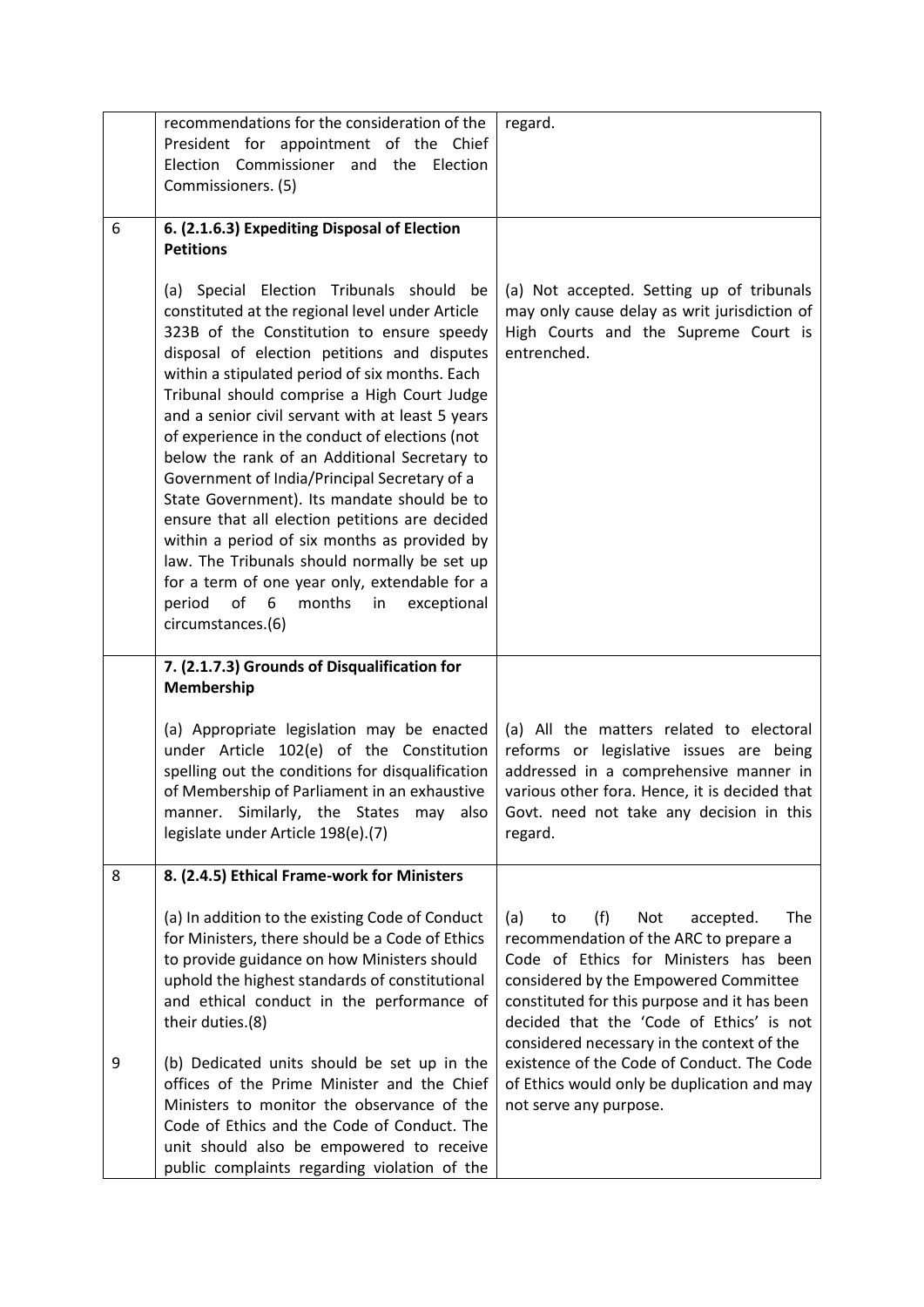|  | recommendations for the consideration of the President for appointment of the Chief Election Commissioner and the Election Commissioners. (5) | regard. |
|---|---|---|
| 6 | **6. (2.1.6.3) Expediting Disposal of Election Petitions**<br><br>(a) Special Election Tribunals should be constituted at the regional level under Article 323B of the Constitution to ensure speedy disposal of election petitions and disputes within a stipulated period of six months. Each Tribunal should comprise a High Court Judge and a senior civil servant with at least 5 years of experience in the conduct of elections (not below the rank of an Additional Secretary to Government of India/Principal Secretary of a State Government). Its mandate should be to ensure that all election petitions are decided within a period of six months as provided by law. The Tribunals should normally be set up for a term of one year only, extendable for a period of 6 months in exceptional circumstances.(6) | (a) Not accepted. Setting up of tribunals may only cause delay as writ jurisdiction of High Courts and the Supreme Court is entrenched. |
|  | **7. (2.1.7.3) Grounds of Disqualification for Membership**<br><br>(a) Appropriate legislation may be enacted under Article 102(e) of the Constitution spelling out the conditions for disqualification of Membership of Parliament in an exhaustive manner. Similarly, the States may also legislate under Article 198(e).(7) | (a) All the matters related to electoral reforms or legislative issues are being addressed in a comprehensive manner in various other fora. Hence, it is decided that Govt. need not take any decision in this regard. |
| 8 | **8. (2.4.5) Ethical Frame-work for Ministers**<br><br>(a) In addition to the existing Code of Conduct for Ministers, there should be a Code of Ethics to provide guidance on how Ministers should uphold the highest standards of constitutional and ethical conduct in the performance of their duties.(8) | (a) to (f) Not accepted. The recommendation of the ARC to prepare a Code of Ethics for Ministers has been considered by the Empowered Committee constituted for this purpose and it has been decided that the 'Code of Ethics' is not considered necessary in the context of the existence of the Code of Conduct. The Code of Ethics would only be duplication and may not serve any purpose. |
| 9 | (b) Dedicated units should be set up in the offices of the Prime Minister and the Chief Ministers to monitor the observance of the Code of Ethics and the Code of Conduct. The unit should also be empowered to receive public complaints regarding violation of the |  |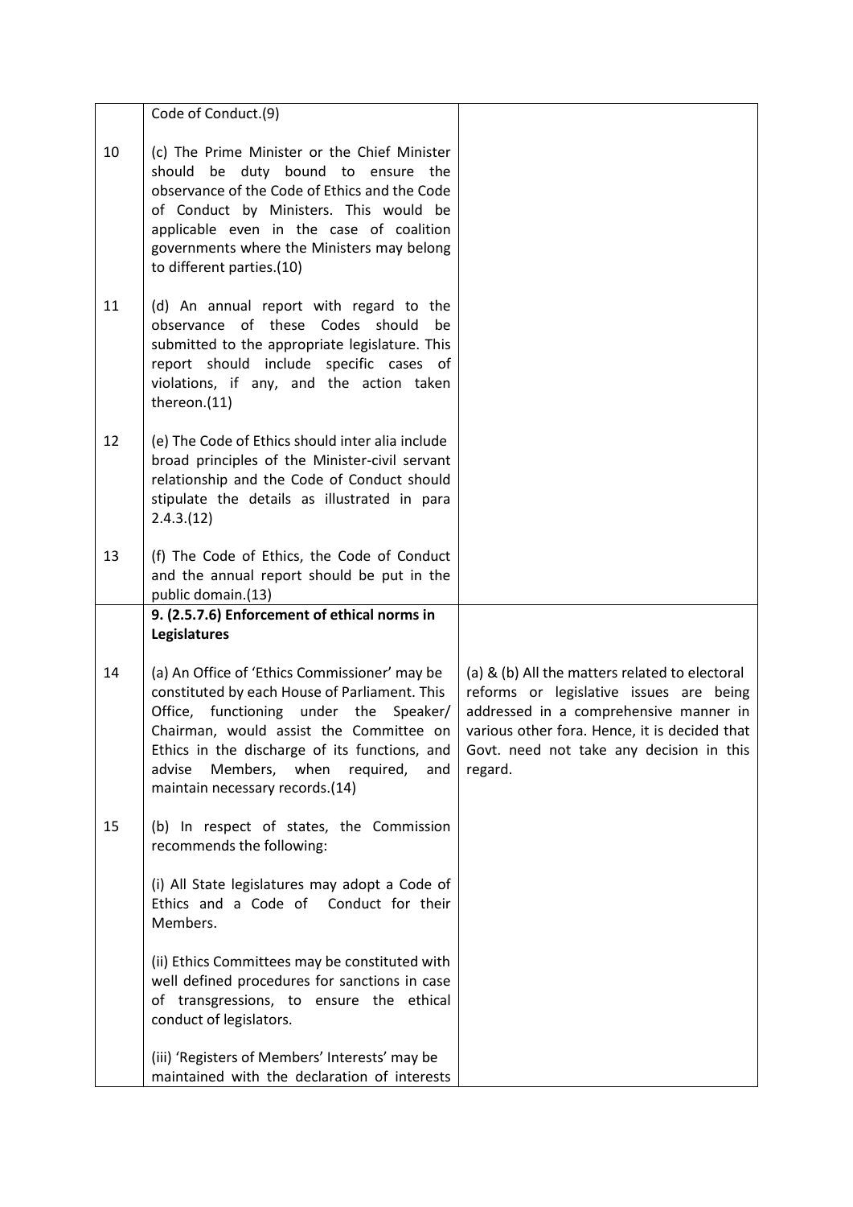|  |  |  |
|---|---|---|
|  | Code of Conduct.(9) |  |
| 10 | (c) The Prime Minister or the Chief Minister should be duty bound to ensure the observance of the Code of Ethics and the Code of Conduct by Ministers. This would be applicable even in the case of coalition governments where the Ministers may belong to different parties.(10) |  |
| 11 | (d) An annual report with regard to the observance of these Codes should be submitted to the appropriate legislature. This report should include specific cases of violations, if any, and the action taken thereon.(11) |  |
| 12 | (e) The Code of Ethics should inter alia include broad principles of the Minister-civil servant relationship and the Code of Conduct should stipulate the details as illustrated in para 2.4.3.(12) |  |
| 13 | (f) The Code of Ethics, the Code of Conduct and the annual report should be put in the public domain.(13) |  |
|  | **9. (2.5.7.6) Enforcement of ethical norms in Legislatures** |  |
| 14 | (a) An Office of 'Ethics Commissioner' may be constituted by each House of Parliament. This Office, functioning under the Speaker/ Chairman, would assist the Committee on Ethics in the discharge of its functions, and advise Members, when required, and maintain necessary records.(14) | (a) & (b) All the matters related to electoral reforms or legislative issues are being addressed in a comprehensive manner in various other fora. Hence, it is decided that Govt. need not take any decision in this regard. |
| 15 | (b) In respect of states, the Commission recommends the following:<br><br>(i) All State legislatures may adopt a Code of Ethics and a Code of Conduct for their Members.<br><br>(ii) Ethics Committees may be constituted with well defined procedures for sanctions in case of transgressions, to ensure the ethical conduct of legislators.<br><br>(iii) 'Registers of Members' Interests' may be maintained with the declaration of interests |  |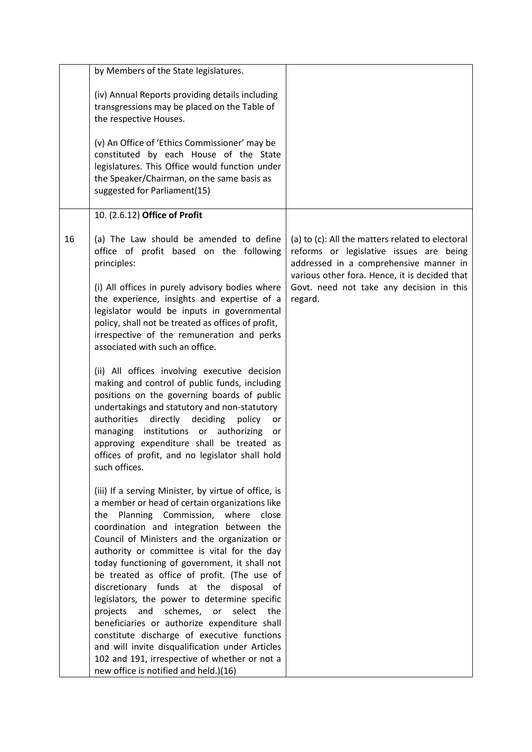| | | |
|---|---|---|
| | by Members of the State legislatures.<br><br>(iv) Annual Reports providing details including transgressions may be placed on the Table of the respective Houses.<br><br>(v) An Office of 'Ethics Commissioner' may be constituted by each House of the State legislatures. This Office would function under the Speaker/Chairman, on the same basis as suggested for Parliament(15) | |
| | 10. (2.6.12) **Office of Profit** | |
| 16 | (a) The Law should be amended to define office of profit based on the following principles:<br><br>(i) All offices in purely advisory bodies where the experience, insights and expertise of a legislator would be inputs in governmental policy, shall not be treated as offices of profit, irrespective of the remuneration and perks associated with such an office.<br><br>(ii) All offices involving executive decision making and control of public funds, including positions on the governing boards of public undertakings and statutory and non-statutory authorities directly deciding policy or managing institutions or authorizing or approving expenditure shall be treated as offices of profit, and no legislator shall hold such offices.<br><br>(iii) If a serving Minister, by virtue of office, is a member or head of certain organizations like the Planning Commission, where close coordination and integration between the Council of Ministers and the organization or authority or committee is vital for the day today functioning of government, it shall not be treated as office of profit. (The use of discretionary funds at the disposal of legislators, the power to determine specific projects and schemes, or select the beneficiaries or authorize expenditure shall constitute discharge of executive functions and will invite disqualification under Articles 102 and 191, irrespective of whether or not a new office is notified and held.)(16) | (a) to (c): All the matters related to electoral reforms or legislative issues are being addressed in a comprehensive manner in various other fora. Hence, it is decided that Govt. need not take any decision in this regard. |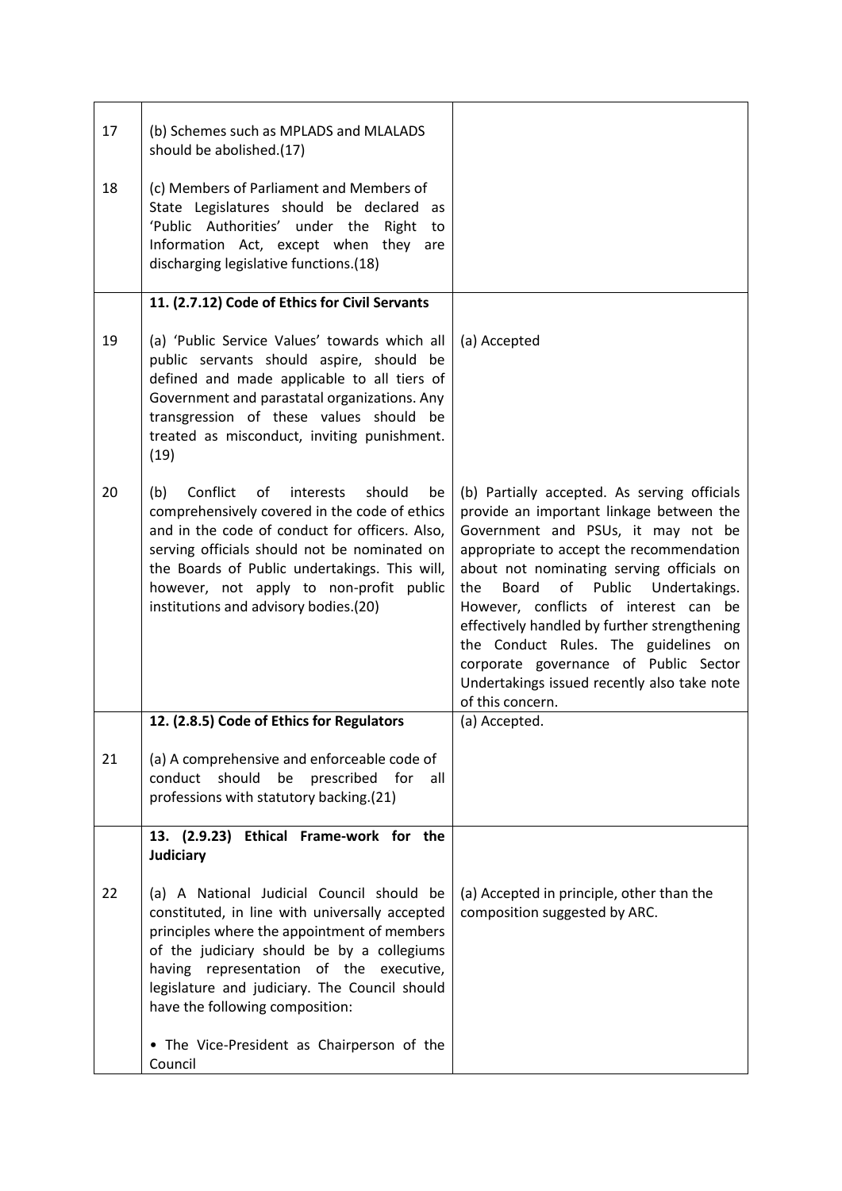| | | |
|---|---|---|
| 17 | (b) Schemes such as MPLADS and MLALADS should be abolished.(17) | |
| 18 | (c) Members of Parliament and Members of State Legislatures should be declared as 'Public Authorities' under the Right to Information Act, except when they are discharging legislative functions.(18) | |
| | **11. (2.7.12) Code of Ethics for Civil Servants** | |
| 19 | (a) 'Public Service Values' towards which all public servants should aspire, should be defined and made applicable to all tiers of Government and parastatal organizations. Any transgression of these values should be treated as misconduct, inviting punishment.(19) | (a) Accepted |
| 20 | (b) Conflict of interests should be comprehensively covered in the code of ethics and in the code of conduct for officers. Also, serving officials should not be nominated on the Boards of Public undertakings. This will, however, not apply to non-profit public institutions and advisory bodies.(20) | (b) Partially accepted. As serving officials provide an important linkage between the Government and PSUs, it may not be appropriate to accept the recommendation about not nominating serving officials on the Board of Public Undertakings. However, conflicts of interest can be effectively handled by further strengthening the Conduct Rules. The guidelines on corporate governance of Public Sector Undertakings issued recently also take note of this concern. |
| | **12. (2.8.5) Code of Ethics for Regulators** | (a) Accepted. |
| 21 | (a) A comprehensive and enforceable code of conduct should be prescribed for all professions with statutory backing.(21) | |
| | **13. (2.9.23) Ethical Frame-work for the Judiciary** | |
| 22 | (a) A National Judicial Council should be constituted, in line with universally accepted principles where the appointment of members of the judiciary should be by a collegiums having representation of the executive, legislature and judiciary. The Council should have the following composition:<br><br>• The Vice-President as Chairperson of the Council | (a) Accepted in principle, other than the composition suggested by ARC. |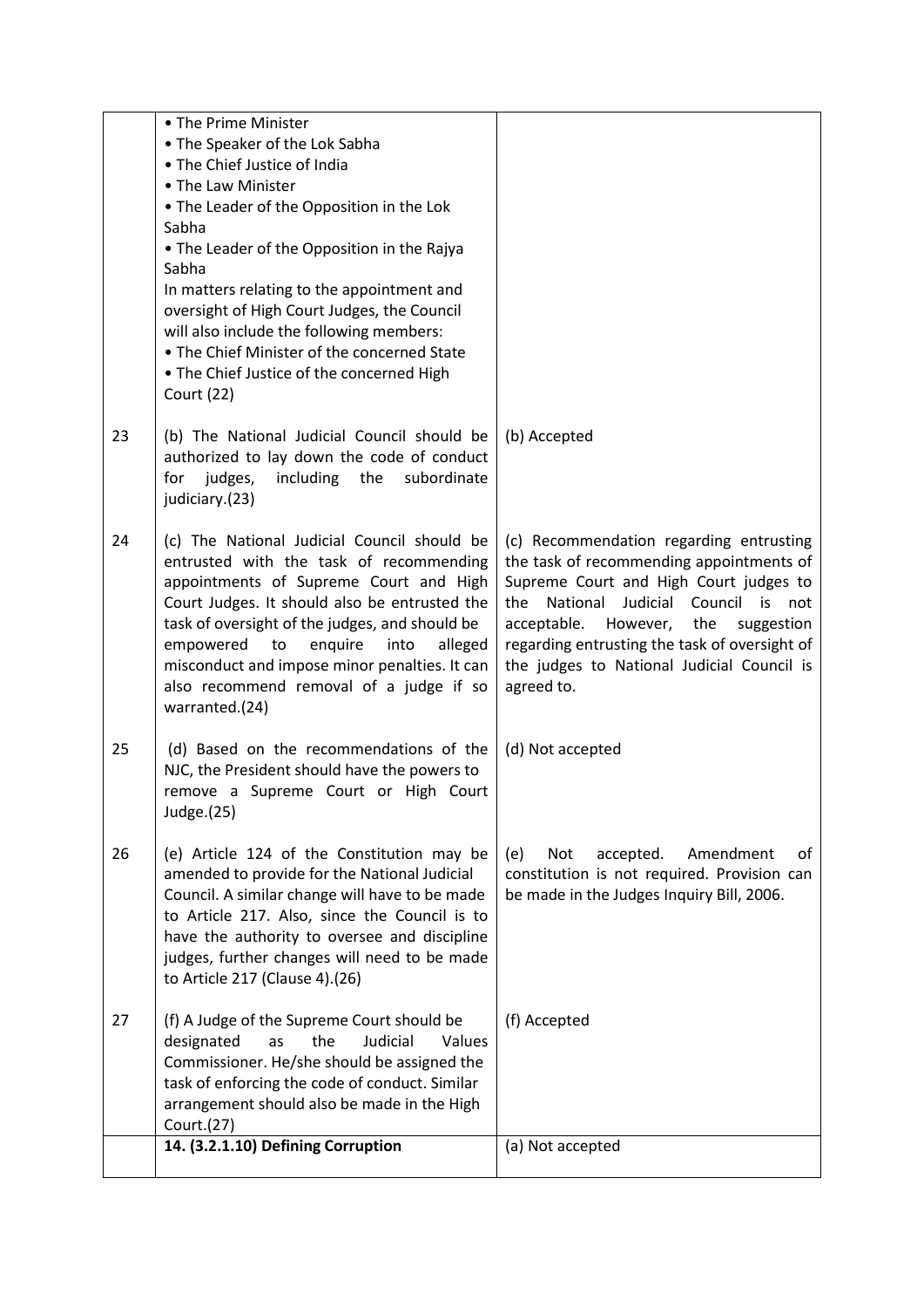| | | |
|---|---|---|
| | • The Prime Minister<br>• The Speaker of the Lok Sabha<br>• The Chief Justice of India<br>• The Law Minister<br>• The Leader of the Opposition in the Lok Sabha<br>• The Leader of the Opposition in the Rajya Sabha<br>In matters relating to the appointment and oversight of High Court Judges, the Council will also include the following members:<br>• The Chief Minister of the concerned State<br>• The Chief Justice of the concerned High Court (22) | |
| 23 | (b) The National Judicial Council should be authorized to lay down the code of conduct for judges, including the subordinate judiciary.(23) | (b) Accepted |
| 24 | (c) The National Judicial Council should be entrusted with the task of recommending appointments of Supreme Court and High Court Judges. It should also be entrusted the task of oversight of the judges, and should be empowered to enquire into alleged misconduct and impose minor penalties. It can also recommend removal of a judge if so warranted.(24) | (c) Recommendation regarding entrusting the task of recommending appointments of Supreme Court and High Court judges to the National Judicial Council is not acceptable. However, the suggestion regarding entrusting the task of oversight of the judges to National Judicial Council is agreed to. |
| 25 | (d) Based on the recommendations of the NJC, the President should have the powers to remove a Supreme Court or High Court Judge.(25) | (d) Not accepted |
| 26 | (e) Article 124 of the Constitution may be amended to provide for the National Judicial Council. A similar change will have to be made to Article 217. Also, since the Council is to have the authority to oversee and discipline judges, further changes will need to be made to Article 217 (Clause 4).(26) | (e) Not accepted. Amendment of constitution is not required. Provision can be made in the Judges Inquiry Bill, 2006. |
| 27 | (f) A Judge of the Supreme Court should be designated as the Judicial Values Commissioner. He/she should be assigned the task of enforcing the code of conduct. Similar arrangement should also be made in the High Court.(27) | (f) Accepted |
| | **14. (3.2.1.10) Defining Corruption** | (a) Not accepted |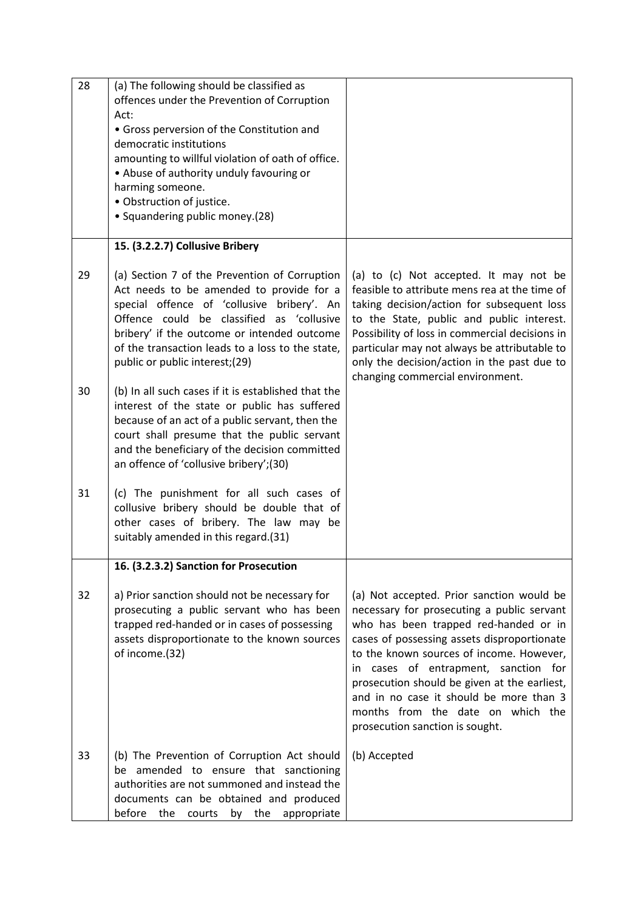| | | |
|---|---|---|
| 28 | (a) The following should be classified as offences under the Prevention of Corruption Act:<br>• Gross perversion of the Constitution and democratic institutions amounting to willful violation of oath of office.<br>• Abuse of authority unduly favouring or harming someone.<br>• Obstruction of justice.<br>• Squandering public money.(28) | |
| | **15. (3.2.2.7) Collusive Bribery** | |
| 29 | (a) Section 7 of the Prevention of Corruption Act needs to be amended to provide for a special offence of 'collusive bribery'. An Offence could be classified as 'collusive bribery' if the outcome or intended outcome of the transaction leads to a loss to the state, public or public interest;(29) | (a) to (c) Not accepted. It may not be feasible to attribute mens rea at the time of taking decision/action for subsequent loss to the State, public and public interest. Possibility of loss in commercial decisions in particular may not always be attributable to only the decision/action in the past due to changing commercial environment. |
| 30 | (b) In all such cases if it is established that the interest of the state or public has suffered because of an act of a public servant, then the court shall presume that the public servant and the beneficiary of the decision committed an offence of 'collusive bribery';(30) | |
| 31 | (c) The punishment for all such cases of collusive bribery should be double that of other cases of bribery. The law may be suitably amended in this regard.(31) | |
| | **16. (3.2.3.2) Sanction for Prosecution** | |
| 32 | a) Prior sanction should not be necessary for prosecuting a public servant who has been trapped red-handed or in cases of possessing assets disproportionate to the known sources of income.(32) | (a) Not accepted. Prior sanction would be necessary for prosecuting a public servant who has been trapped red-handed or in cases of possessing assets disproportionate to the known sources of income. However, in cases of entrapment, sanction for prosecution should be given at the earliest, and in no case it should be more than 3 months from the date on which the prosecution sanction is sought. |
| 33 | (b) The Prevention of Corruption Act should be amended to ensure that sanctioning authorities are not summoned and instead the documents can be obtained and produced before the courts by the appropriate | (b) Accepted |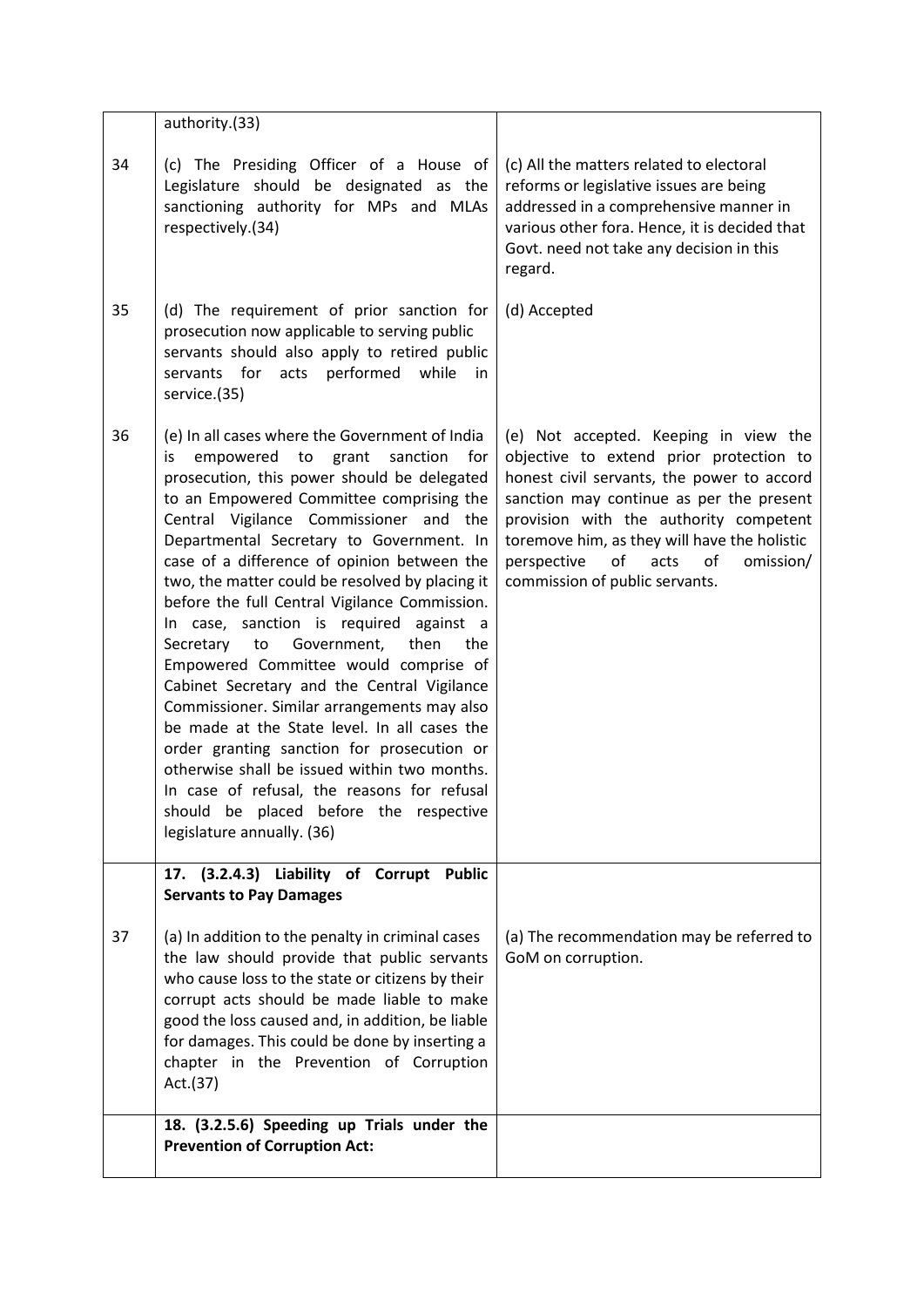| | | |
|---|---|---|
| | authority.(33) | |
| 34 | (c) The Presiding Officer of a House of Legislature should be designated as the sanctioning authority for MPs and MLAs respectively.(34) | (c) All the matters related to electoral reforms or legislative issues are being addressed in a comprehensive manner in various other fora. Hence, it is decided that Govt. need not take any decision in this regard. |
| 35 | (d) The requirement of prior sanction for prosecution now applicable to serving public servants should also apply to retired public servants for acts performed while in service.(35) | (d) Accepted |
| 36 | (e) In all cases where the Government of India is empowered to grant sanction for prosecution, this power should be delegated to an Empowered Committee comprising the Central Vigilance Commissioner and the Departmental Secretary to Government. In case of a difference of opinion between the two, the matter could be resolved by placing it before the full Central Vigilance Commission. In case, sanction is required against a Secretary to Government, then the Empowered Committee would comprise of Cabinet Secretary and the Central Vigilance Commissioner. Similar arrangements may also be made at the State level. In all cases the order granting sanction for prosecution or otherwise shall be issued within two months. In case of refusal, the reasons for refusal should be placed before the respective legislature annually. (36) | (e) Not accepted. Keeping in view the objective to extend prior protection to honest civil servants, the power to accord sanction may continue as per the present provision with the authority competent toremove him, as they will have the holistic perspective of acts of omission/ commission of public servants. |
| | **17. (3.2.4.3) Liability of Corrupt Public Servants to Pay Damages** | |
| 37 | (a) In addition to the penalty in criminal cases the law should provide that public servants who cause loss to the state or citizens by their corrupt acts should be made liable to make good the loss caused and, in addition, be liable for damages. This could be done by inserting a chapter in the Prevention of Corruption Act.(37) | (a) The recommendation may be referred to GoM on corruption. |
| | **18. (3.2.5.6) Speeding up Trials under the Prevention of Corruption Act:** | |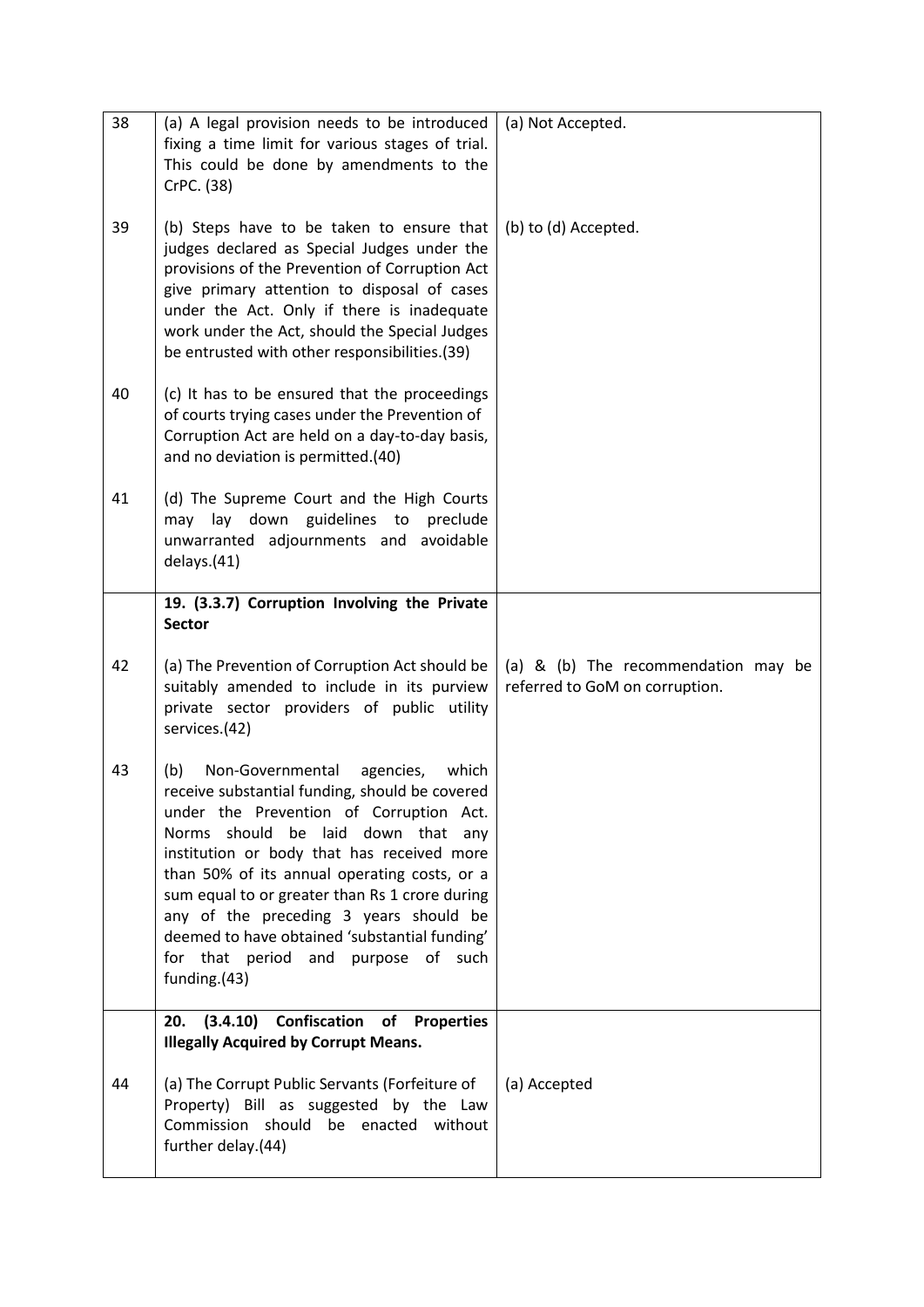| | | |
|---|---|---|
| 38 | (a) A legal provision needs to be introduced fixing a time limit for various stages of trial. This could be done by amendments to the CrPC. (38) | (a) Not Accepted. |
| 39 | (b) Steps have to be taken to ensure that judges declared as Special Judges under the provisions of the Prevention of Corruption Act give primary attention to disposal of cases under the Act. Only if there is inadequate work under the Act, should the Special Judges be entrusted with other responsibilities.(39) | (b) to (d) Accepted. |
| 40 | (c) It has to be ensured that the proceedings of courts trying cases under the Prevention of Corruption Act are held on a day-to-day basis, and no deviation is permitted.(40) | |
| 41 | (d) The Supreme Court and the High Courts may lay down guidelines to preclude unwarranted adjournments and avoidable delays.(41) | |
| | **19. (3.3.7) Corruption Involving the Private Sector** | |
| 42 | (a) The Prevention of Corruption Act should be suitably amended to include in its purview private sector providers of public utility services.(42) | (a) & (b) The recommendation may be referred to GoM on corruption. |
| 43 | (b) Non-Governmental agencies, which receive substantial funding, should be covered under the Prevention of Corruption Act. Norms should be laid down that any institution or body that has received more than 50% of its annual operating costs, or a sum equal to or greater than Rs 1 crore during any of the preceding 3 years should be deemed to have obtained 'substantial funding' for that period and purpose of such funding.(43) | |
| | **20. (3.4.10) Confiscation of Properties Illegally Acquired by Corrupt Means.** | |
| 44 | (a) The Corrupt Public Servants (Forfeiture of Property) Bill as suggested by the Law Commission should be enacted without further delay.(44) | (a) Accepted |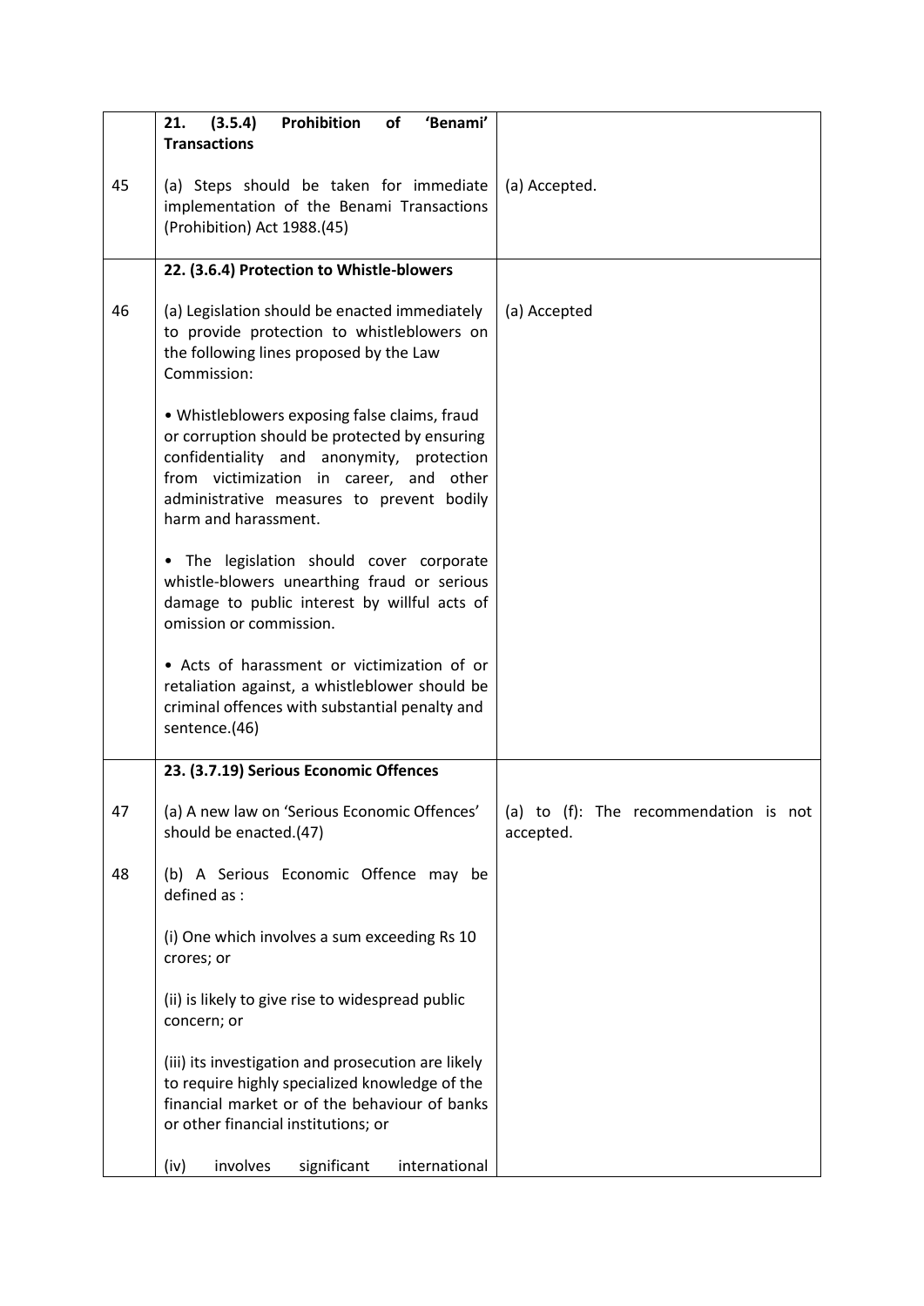| | | |
|---|---|---|
| | **21. (3.5.4) Prohibition of 'Benami' Transactions** | |
| 45 | (a) Steps should be taken for immediate implementation of the Benami Transactions (Prohibition) Act 1988.(45) | (a) Accepted. |
| | **22. (3.6.4) Protection to Whistle-blowers** | |
| 46 | (a) Legislation should be enacted immediately to provide protection to whistleblowers on the following lines proposed by the Law Commission:<br><br>• Whistleblowers exposing false claims, fraud or corruption should be protected by ensuring confidentiality and anonymity, protection from victimization in career, and other administrative measures to prevent bodily harm and harassment.<br><br>• The legislation should cover corporate whistle-blowers unearthing fraud or serious damage to public interest by willful acts of omission or commission.<br><br>• Acts of harassment or victimization of or retaliation against, a whistleblower should be criminal offences with substantial penalty and sentence.(46) | (a) Accepted |
| | **23. (3.7.19) Serious Economic Offences** | |
| 47 | (a) A new law on 'Serious Economic Offences' should be enacted.(47) | (a) to (f): The recommendation is not accepted. |
| 48 | (b) A Serious Economic Offence may be defined as :<br><br>(i) One which involves a sum exceeding Rs 10 crores; or<br><br>(ii) is likely to give rise to widespread public concern; or<br><br>(iii) its investigation and prosecution are likely to require highly specialized knowledge of the financial market or of the behaviour of banks or other financial institutions; or<br><br>(iv) involves significant international | |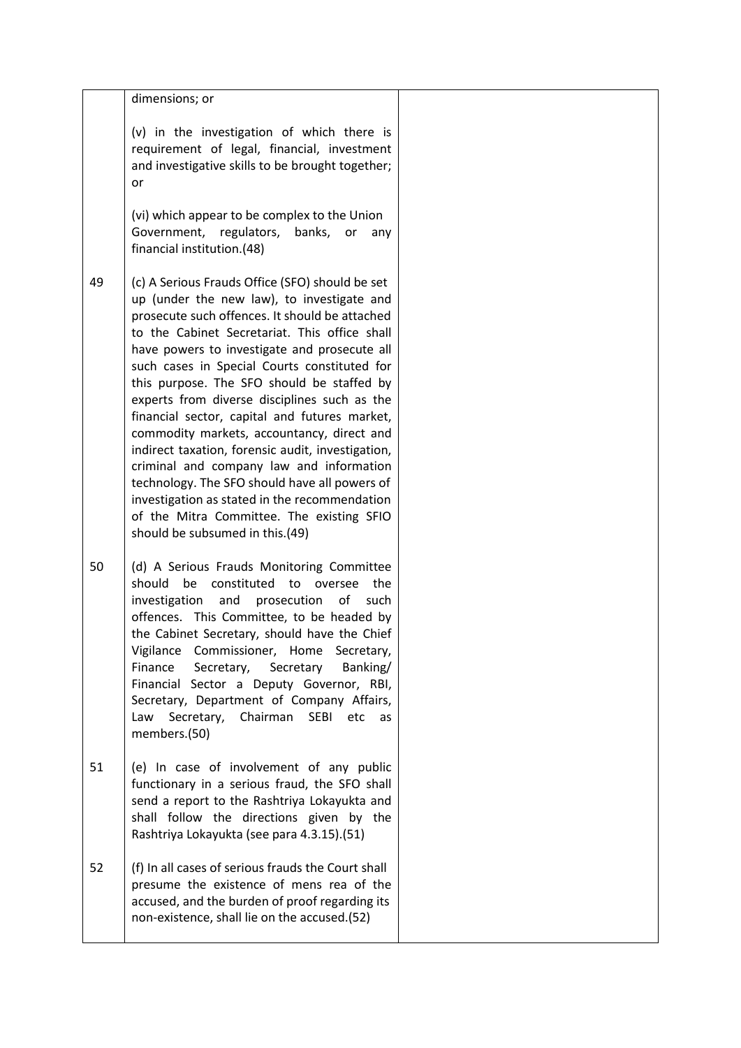| | | |
|---|---|---|
| | dimensions; or<br><br>(v) in the investigation of which there is requirement of legal, financial, investment and investigative skills to be brought together; or<br><br>(vi) which appear to be complex to the Union Government, regulators, banks, or any financial institution.(48) | |
| 49 | (c) A Serious Frauds Office (SFO) should be set up (under the new law), to investigate and prosecute such offences. It should be attached to the Cabinet Secretariat. This office shall have powers to investigate and prosecute all such cases in Special Courts constituted for this purpose. The SFO should be staffed by experts from diverse disciplines such as the financial sector, capital and futures market, commodity markets, accountancy, direct and indirect taxation, forensic audit, investigation, criminal and company law and information technology. The SFO should have all powers of investigation as stated in the recommendation of the Mitra Committee. The existing SFIO should be subsumed in this.(49) | |
| 50 | (d) A Serious Frauds Monitoring Committee should be constituted to oversee the investigation and prosecution of such offences. This Committee, to be headed by the Cabinet Secretary, should have the Chief Vigilance Commissioner, Home Secretary, Finance Secretary, Secretary Banking/ Financial Sector a Deputy Governor, RBI, Secretary, Department of Company Affairs, Law Secretary, Chairman SEBI etc as members.(50) | |
| 51 | (e) In case of involvement of any public functionary in a serious fraud, the SFO shall send a report to the Rashtriya Lokayukta and shall follow the directions given by the Rashtriya Lokayukta (see para 4.3.15).(51) | |
| 52 | (f) In all cases of serious frauds the Court shall presume the existence of mens rea of the accused, and the burden of proof regarding its non-existence, shall lie on the accused.(52) | |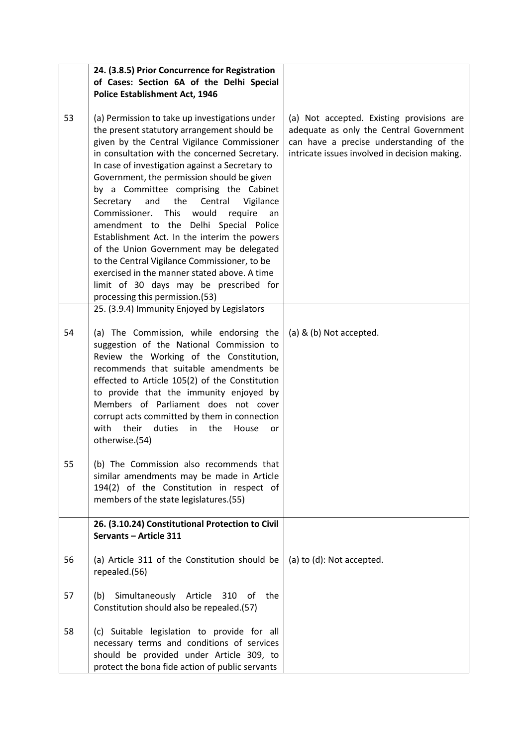| | | |
|---|---|---|
| | **24. (3.8.5) Prior Concurrence for Registration of Cases: Section 6A of the Delhi Special Police Establishment Act, 1946** | |
| 53 | (a) Permission to take up investigations under the present statutory arrangement should be given by the Central Vigilance Commissioner in consultation with the concerned Secretary. In case of investigation against a Secretary to Government, the permission should be given by a Committee comprising the Cabinet Secretary and the Central Vigilance Commissioner. This would require an amendment to the Delhi Special Police Establishment Act. In the interim the powers of the Union Government may be delegated to the Central Vigilance Commissioner, to be exercised in the manner stated above. A time limit of 30 days may be prescribed for processing this permission.(53) | (a) Not accepted. Existing provisions are adequate as only the Central Government can have a precise understanding of the intricate issues involved in decision making. |
| | 25. (3.9.4) Immunity Enjoyed by Legislators | |
| 54 | (a) The Commission, while endorsing the suggestion of the National Commission to Review the Working of the Constitution, recommends that suitable amendments be effected to Article 105(2) of the Constitution to provide that the immunity enjoyed by Members of Parliament does not cover corrupt acts committed by them in connection with their duties in the House or otherwise.(54) | (a) & (b) Not accepted. |
| 55 | (b) The Commission also recommends that similar amendments may be made in Article 194(2) of the Constitution in respect of members of the state legislatures.(55) | |
| | **26. (3.10.24) Constitutional Protection to Civil Servants – Article 311** | |
| 56 | (a) Article 311 of the Constitution should be repealed.(56) | (a) to (d): Not accepted. |
| 57 | (b) Simultaneously Article 310 of the Constitution should also be repealed.(57) | |
| 58 | (c) Suitable legislation to provide for all necessary terms and conditions of services should be provided under Article 309, to protect the bona fide action of public servants | |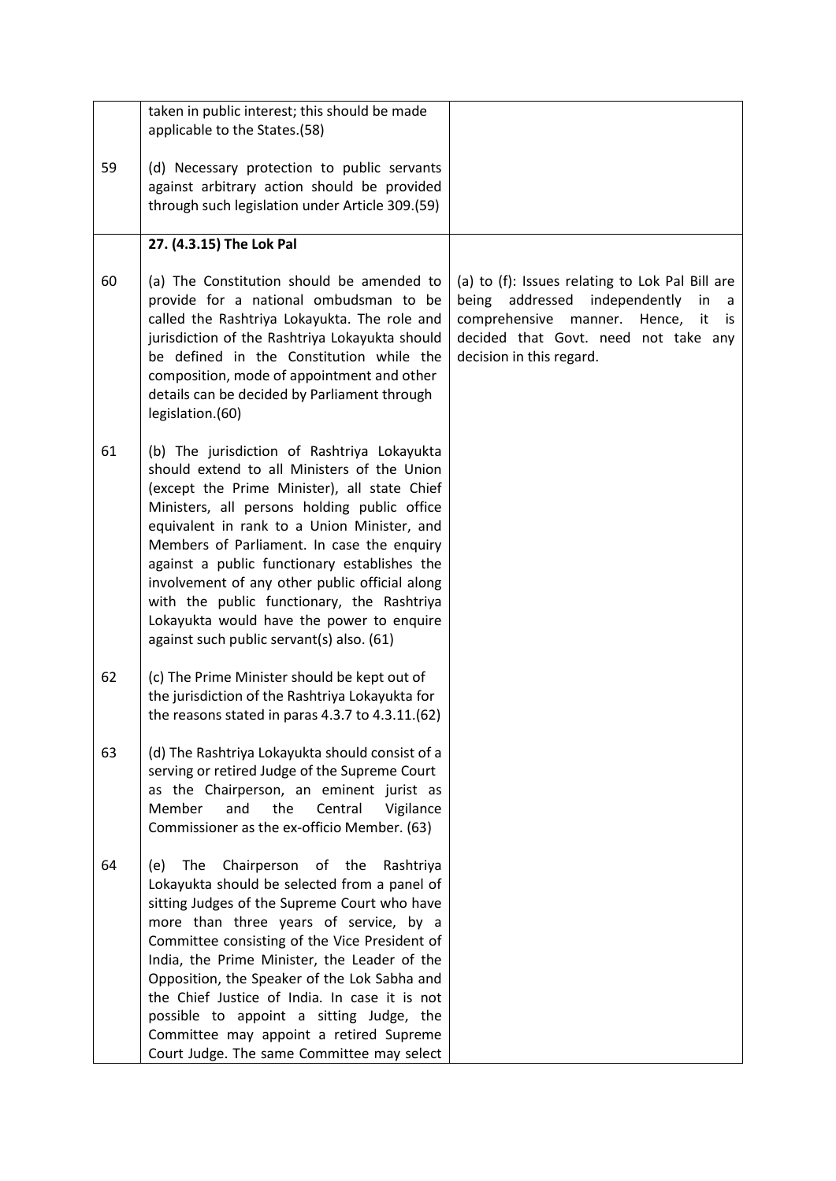| | | |
|---|---|---|
| | taken in public interest; this should be made applicable to the States.(58) | |
| 59 | (d) Necessary protection to public servants against arbitrary action should be provided through such legislation under Article 309.(59) | |
| | **27. (4.3.15) The Lok Pal** | |
| 60 | (a) The Constitution should be amended to provide for a national ombudsman to be called the Rashtriya Lokayukta. The role and jurisdiction of the Rashtriya Lokayukta should be defined in the Constitution while the composition, mode of appointment and other details can be decided by Parliament through legislation.(60) | (a) to (f): Issues relating to Lok Pal Bill are being addressed independently in a comprehensive manner. Hence, it is decided that Govt. need not take any decision in this regard. |
| 61 | (b) The jurisdiction of Rashtriya Lokayukta should extend to all Ministers of the Union (except the Prime Minister), all state Chief Ministers, all persons holding public office equivalent in rank to a Union Minister, and Members of Parliament. In case the enquiry against a public functionary establishes the involvement of any other public official along with the public functionary, the Rashtriya Lokayukta would have the power to enquire against such public servant(s) also. (61) | |
| 62 | (c) The Prime Minister should be kept out of the jurisdiction of the Rashtriya Lokayukta for the reasons stated in paras 4.3.7 to 4.3.11.(62) | |
| 63 | (d) The Rashtriya Lokayukta should consist of a serving or retired Judge of the Supreme Court as the Chairperson, an eminent jurist as Member and the Central Vigilance Commissioner as the ex-officio Member. (63) | |
| 64 | (e) The Chairperson of the Rashtriya Lokayukta should be selected from a panel of sitting Judges of the Supreme Court who have more than three years of service, by a Committee consisting of the Vice President of India, the Prime Minister, the Leader of the Opposition, the Speaker of the Lok Sabha and the Chief Justice of India. In case it is not possible to appoint a sitting Judge, the Committee may appoint a retired Supreme Court Judge. The same Committee may select | |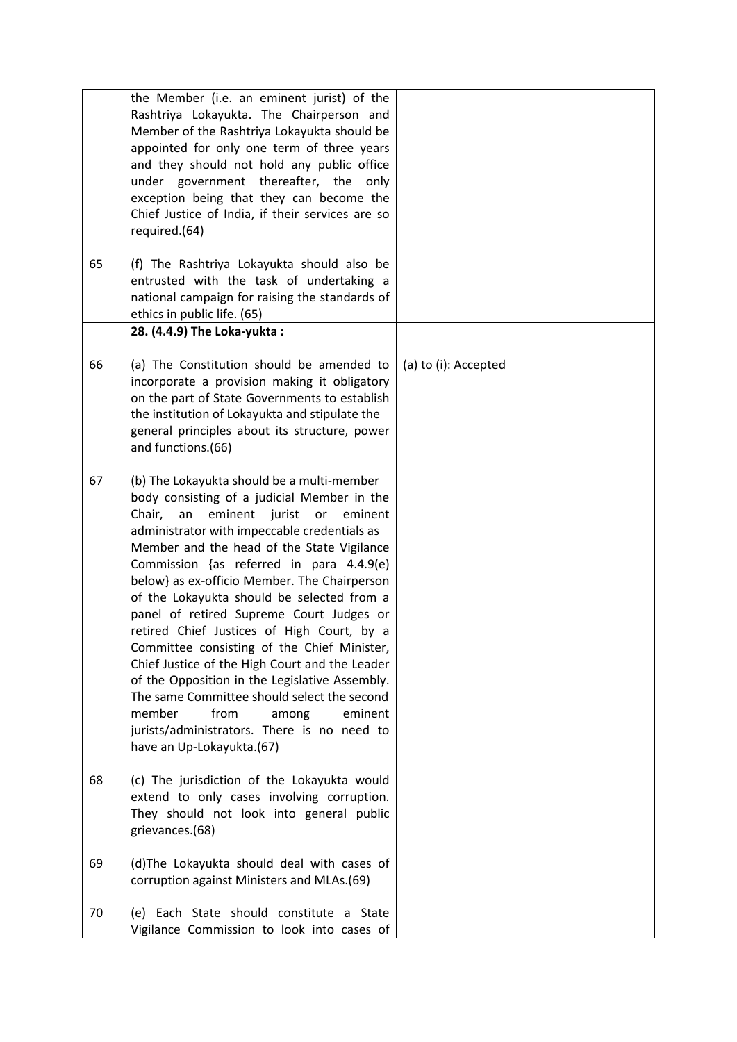| | | |
|---|---|---|
| | the Member (i.e. an eminent jurist) of the Rashtriya Lokayukta. The Chairperson and Member of the Rashtriya Lokayukta should be appointed for only one term of three years and they should not hold any public office under government thereafter, the only exception being that they can become the Chief Justice of India, if their services are so required.(64) | |
| 65 | (f) The Rashtriya Lokayukta should also be entrusted with the task of undertaking a national campaign for raising the standards of ethics in public life. (65) | |
| | **28. (4.4.9) The Loka-yukta :** | |
| 66 | (a) The Constitution should be amended to incorporate a provision making it obligatory on the part of State Governments to establish the institution of Lokayukta and stipulate the general principles about its structure, power and functions.(66) | (a) to (i): Accepted |
| 67 | (b) The Lokayukta should be a multi-member body consisting of a judicial Member in the Chair, an eminent jurist or eminent administrator with impeccable credentials as Member and the head of the State Vigilance Commission {as referred in para 4.4.9(e) below} as ex-officio Member. The Chairperson of the Lokayukta should be selected from a panel of retired Supreme Court Judges or retired Chief Justices of High Court, by a Committee consisting of the Chief Minister, Chief Justice of the High Court and the Leader of the Opposition in the Legislative Assembly. The same Committee should select the second member from among eminent jurists/administrators. There is no need to have an Up-Lokayukta.(67) | |
| 68 | (c) The jurisdiction of the Lokayukta would extend to only cases involving corruption. They should not look into general public grievances.(68) | |
| 69 | (d)The Lokayukta should deal with cases of corruption against Ministers and MLAs.(69) | |
| 70 | (e) Each State should constitute a State Vigilance Commission to look into cases of | |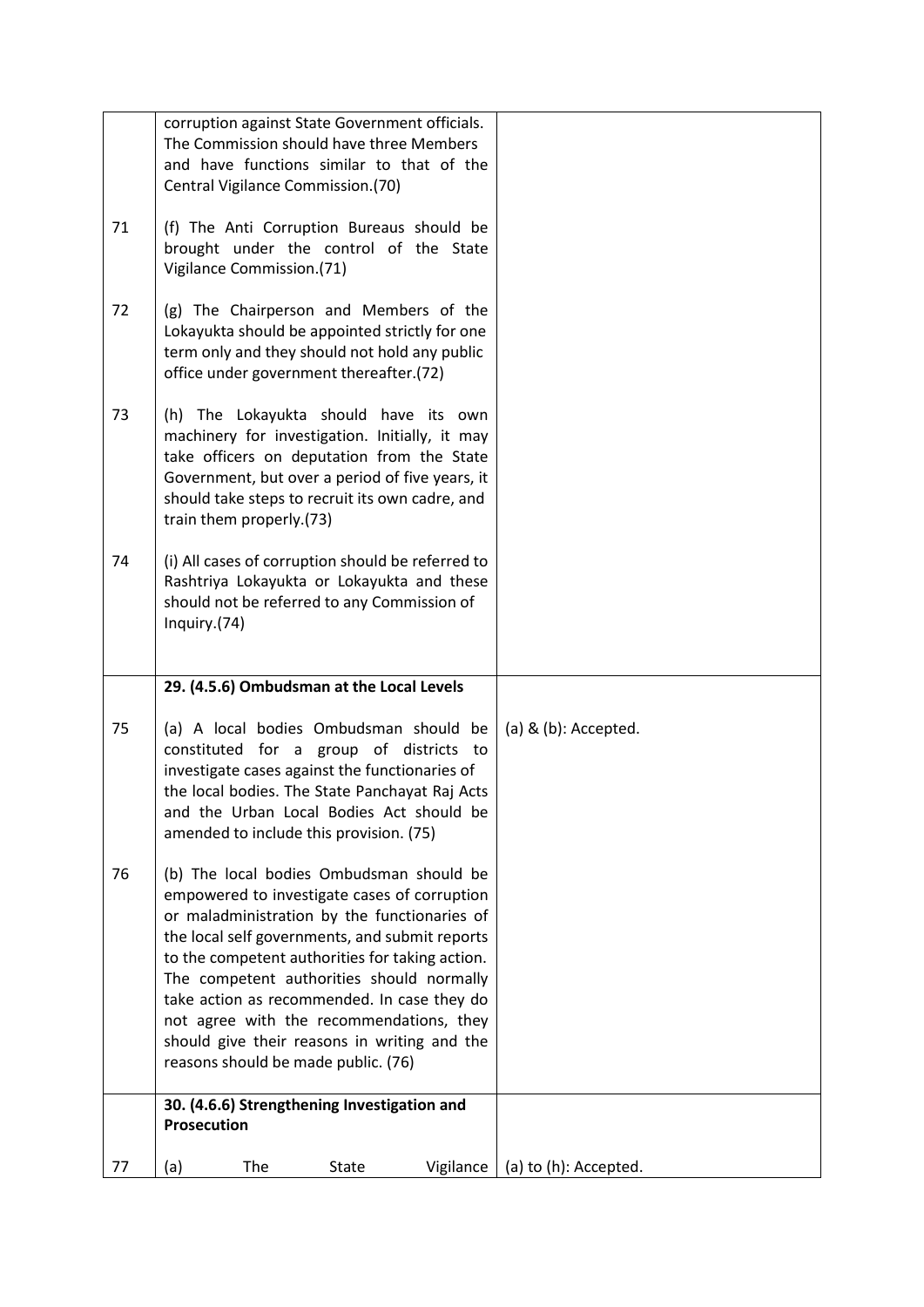| | | |
|---|---|---|
| | corruption against State Government officials. The Commission should have three Members and have functions similar to that of the Central Vigilance Commission.(70) | |
| 71 | (f) The Anti Corruption Bureaus should be brought under the control of the State Vigilance Commission.(71) | |
| 72 | (g) The Chairperson and Members of the Lokayukta should be appointed strictly for one term only and they should not hold any public office under government thereafter.(72) | |
| 73 | (h) The Lokayukta should have its own machinery for investigation. Initially, it may take officers on deputation from the State Government, but over a period of five years, it should take steps to recruit its own cadre, and train them properly.(73) | |
| 74 | (i) All cases of corruption should be referred to Rashtriya Lokayukta or Lokayukta and these should not be referred to any Commission of Inquiry.(74) | |
| | **29. (4.5.6) Ombudsman at the Local Levels** | |
| 75 | (a) A local bodies Ombudsman should be constituted for a group of districts to investigate cases against the functionaries of the local bodies. The State Panchayat Raj Acts and the Urban Local Bodies Act should be amended to include this provision. (75) | (a) & (b): Accepted. |
| 76 | (b) The local bodies Ombudsman should be empowered to investigate cases of corruption or maladministration by the functionaries of the local self governments, and submit reports to the competent authorities for taking action. The competent authorities should normally take action as recommended. In case they do not agree with the recommendations, they should give their reasons in writing and the reasons should be made public. (76) | |
| | **30. (4.6.6) Strengthening Investigation and Prosecution** | |
| 77 | (a) The State Vigilance | (a) to (h): Accepted. |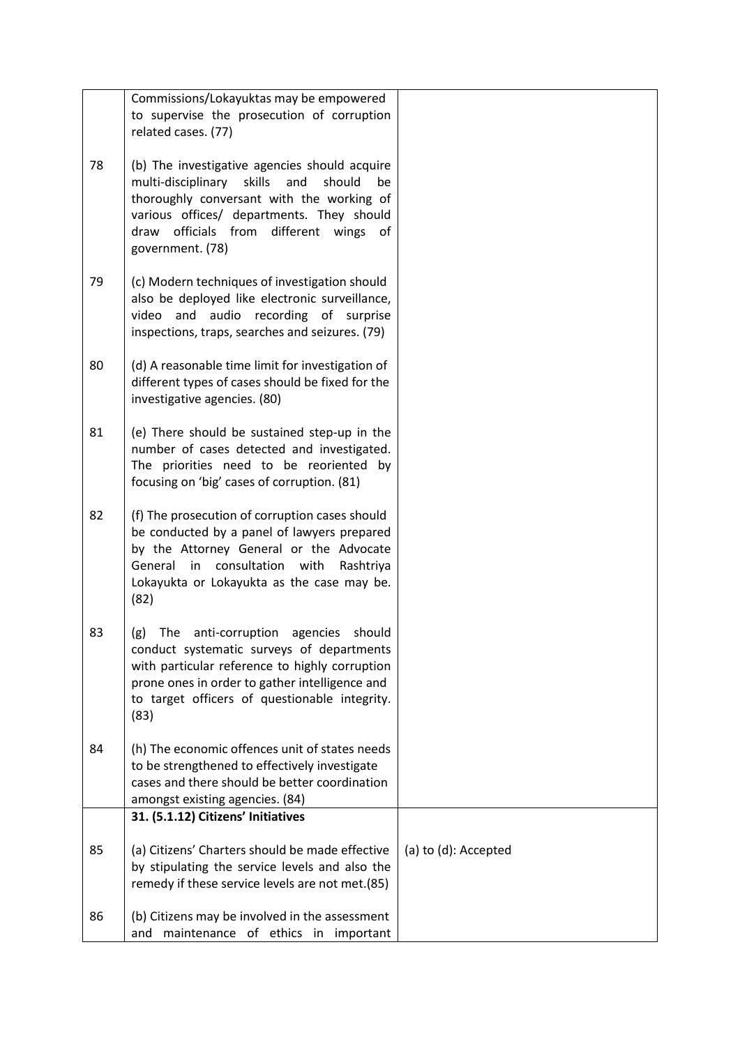| | | |
|---|---|---|
| | Commissions/Lokayuktas may be empowered to supervise the prosecution of corruption related cases. (77) | |
| 78 | (b) The investigative agencies should acquire multi-disciplinary skills and should be thoroughly conversant with the working of various offices/ departments. They should draw officials from different wings of government. (78) | |
| 79 | (c) Modern techniques of investigation should also be deployed like electronic surveillance, video and audio recording of surprise inspections, traps, searches and seizures. (79) | |
| 80 | (d) A reasonable time limit for investigation of different types of cases should be fixed for the investigative agencies. (80) | |
| 81 | (e) There should be sustained step-up in the number of cases detected and investigated. The priorities need to be reoriented by focusing on 'big' cases of corruption. (81) | |
| 82 | (f) The prosecution of corruption cases should be conducted by a panel of lawyers prepared by the Attorney General or the Advocate General in consultation with Rashtriya Lokayukta or Lokayukta as the case may be. (82) | |
| 83 | (g) The anti-corruption agencies should conduct systematic surveys of departments with particular reference to highly corruption prone ones in order to gather intelligence and to target officers of questionable integrity. (83) | |
| 84 | (h) The economic offences unit of states needs to be strengthened to effectively investigate cases and there should be better coordination amongst existing agencies. (84) | |
| | **31. (5.1.12) Citizens' Initiatives** | |
| 85 | (a) Citizens' Charters should be made effective by stipulating the service levels and also the remedy if these service levels are not met.(85) | (a) to (d): Accepted |
| 86 | (b) Citizens may be involved in the assessment and maintenance of ethics in important | |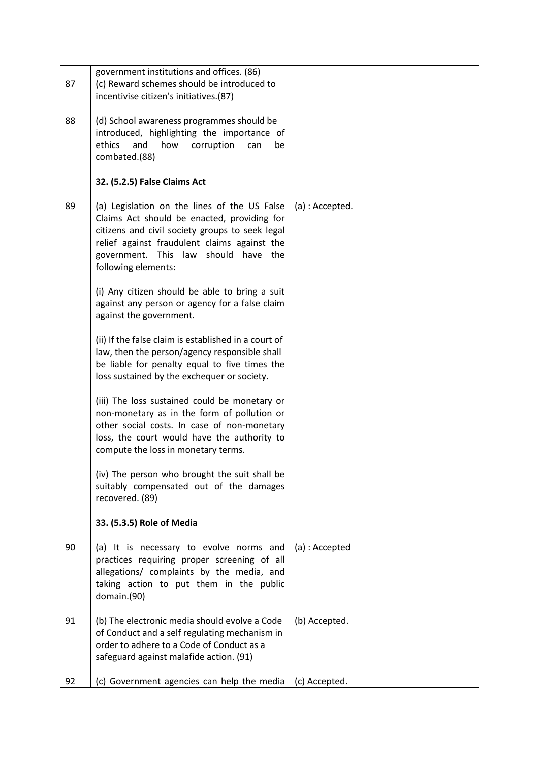| | | |
|---|---|---|
| 87 | government institutions and offices. (86)<br>(c) Reward schemes should be introduced to incentivise citizen's initiatives.(87) | |
| 88 | (d) School awareness programmes should be introduced, highlighting the importance of ethics and how corruption can be combated.(88) | |
| | **32. (5.2.5) False Claims Act** | |
| 89 | (a) Legislation on the lines of the US False Claims Act should be enacted, providing for citizens and civil society groups to seek legal relief against fraudulent claims against the government. This law should have the following elements:<br><br>(i) Any citizen should be able to bring a suit against any person or agency for a false claim against the government.<br><br>(ii) If the false claim is established in a court of law, then the person/agency responsible shall be liable for penalty equal to five times the loss sustained by the exchequer or society.<br><br>(iii) The loss sustained could be monetary or non-monetary as in the form of pollution or other social costs. In case of non-monetary loss, the court would have the authority to compute the loss in monetary terms.<br><br>(iv) The person who brought the suit shall be suitably compensated out of the damages recovered. (89) | (a) : Accepted. |
| | **33. (5.3.5) Role of Media** | |
| 90 | (a) It is necessary to evolve norms and practices requiring proper screening of all allegations/ complaints by the media, and taking action to put them in the public domain.(90) | (a) : Accepted |
| 91 | (b) The electronic media should evolve a Code of Conduct and a self regulating mechanism in order to adhere to a Code of Conduct as a safeguard against malafide action. (91) | (b) Accepted. |
| 92 | (c) Government agencies can help the media | (c) Accepted. |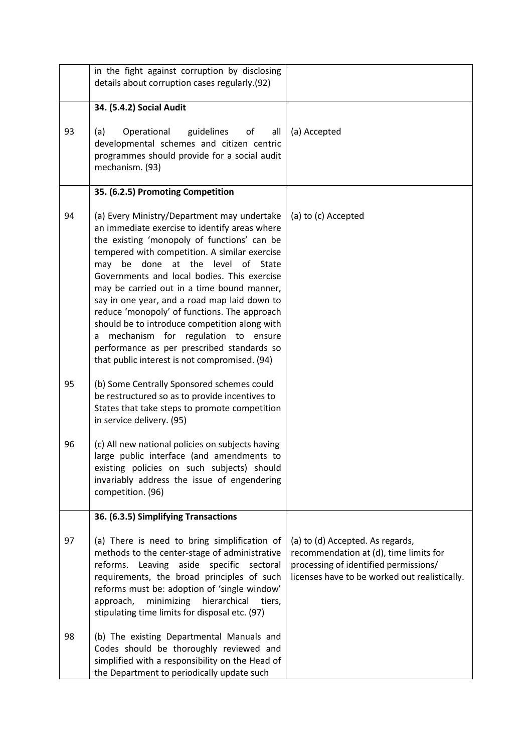| | | |
|---|---|---|
| | in the fight against corruption by disclosing details about corruption cases regularly.(92) | |
| | **34. (5.4.2) Social Audit** | |
| 93 | (a) Operational guidelines of all developmental schemes and citizen centric programmes should provide for a social audit mechanism. (93) | (a) Accepted |
| | **35. (6.2.5) Promoting Competition** | |
| 94 | (a) Every Ministry/Department may undertake an immediate exercise to identify areas where the existing 'monopoly of functions' can be tempered with competition. A similar exercise may be done at the level of State Governments and local bodies. This exercise may be carried out in a time bound manner, say in one year, and a road map laid down to reduce 'monopoly' of functions. The approach should be to introduce competition along with a mechanism for regulation to ensure performance as per prescribed standards so that public interest is not compromised. (94) | (a) to (c) Accepted |
| 95 | (b) Some Centrally Sponsored schemes could be restructured so as to provide incentives to States that take steps to promote competition in service delivery. (95) | |
| 96 | (c) All new national policies on subjects having large public interface (and amendments to existing policies on such subjects) should invariably address the issue of engendering competition. (96) | |
| | **36. (6.3.5) Simplifying Transactions** | |
| 97 | (a) There is need to bring simplification of methods to the center-stage of administrative reforms. Leaving aside specific sectoral requirements, the broad principles of such reforms must be: adoption of 'single window' approach, minimizing hierarchical tiers, stipulating time limits for disposal etc. (97) | (a) to (d) Accepted. As regards, recommendation at (d), time limits for processing of identified permissions/ licenses have to be worked out realistically. |
| 98 | (b) The existing Departmental Manuals and Codes should be thoroughly reviewed and simplified with a responsibility on the Head of the Department to periodically update such | |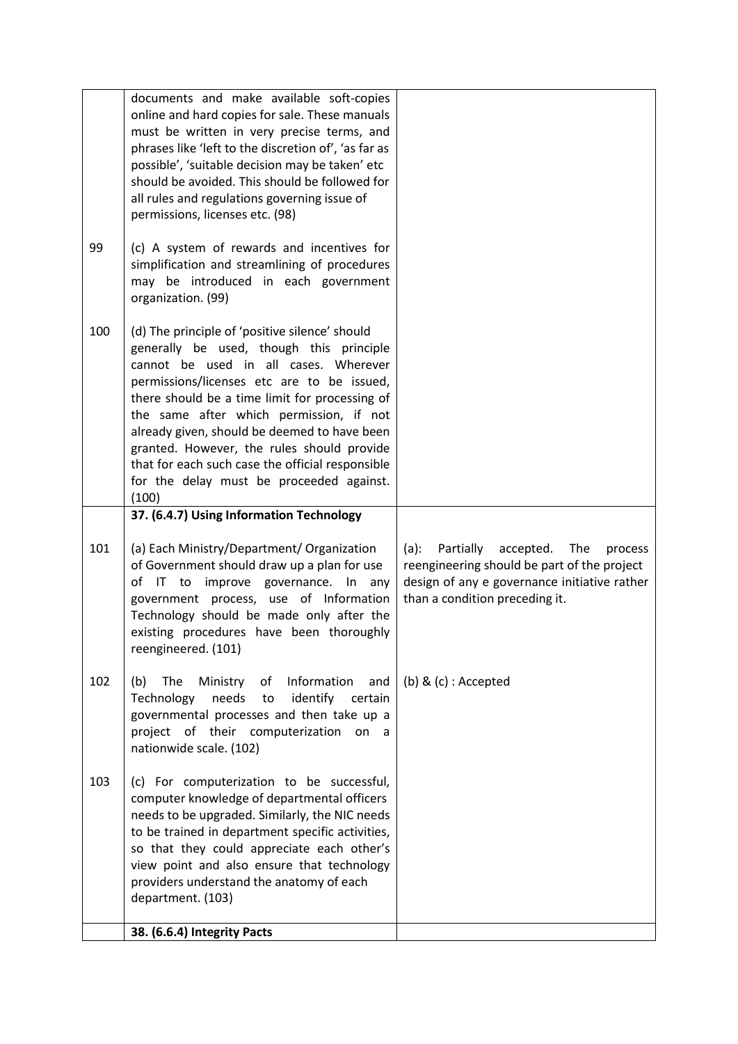| | | |
|---|---|---|
| | documents and make available soft-copies online and hard copies for sale. These manuals must be written in very precise terms, and phrases like 'left to the discretion of', 'as far as possible', 'suitable decision may be taken' etc should be avoided. This should be followed for all rules and regulations governing issue of permissions, licenses etc. (98) | |
| 99 | (c) A system of rewards and incentives for simplification and streamlining of procedures may be introduced in each government organization. (99) | |
| 100 | (d) The principle of 'positive silence' should generally be used, though this principle cannot be used in all cases. Wherever permissions/licenses etc are to be issued, there should be a time limit for processing of the same after which permission, if not already given, should be deemed to have been granted. However, the rules should provide that for each such case the official responsible for the delay must be proceeded against. (100) | |
| | **37. (6.4.7) Using Information Technology** | |
| 101 | (a) Each Ministry/Department/ Organization of Government should draw up a plan for use of IT to improve governance. In any government process, use of Information Technology should be made only after the existing procedures have been thoroughly reengineered. (101) | (a): Partially accepted. The process reengineering should be part of the project design of any e governance initiative rather than a condition preceding it. |
| 102 | (b) The Ministry of Information and Technology needs to identify certain governmental processes and then take up a project of their computerization on a nationwide scale. (102) | (b) & (c) : Accepted |
| 103 | (c) For computerization to be successful, computer knowledge of departmental officers needs to be upgraded. Similarly, the NIC needs to be trained in department specific activities, so that they could appreciate each other's view point and also ensure that technology providers understand the anatomy of each department. (103) | |
| | **38. (6.6.4) Integrity Pacts** | |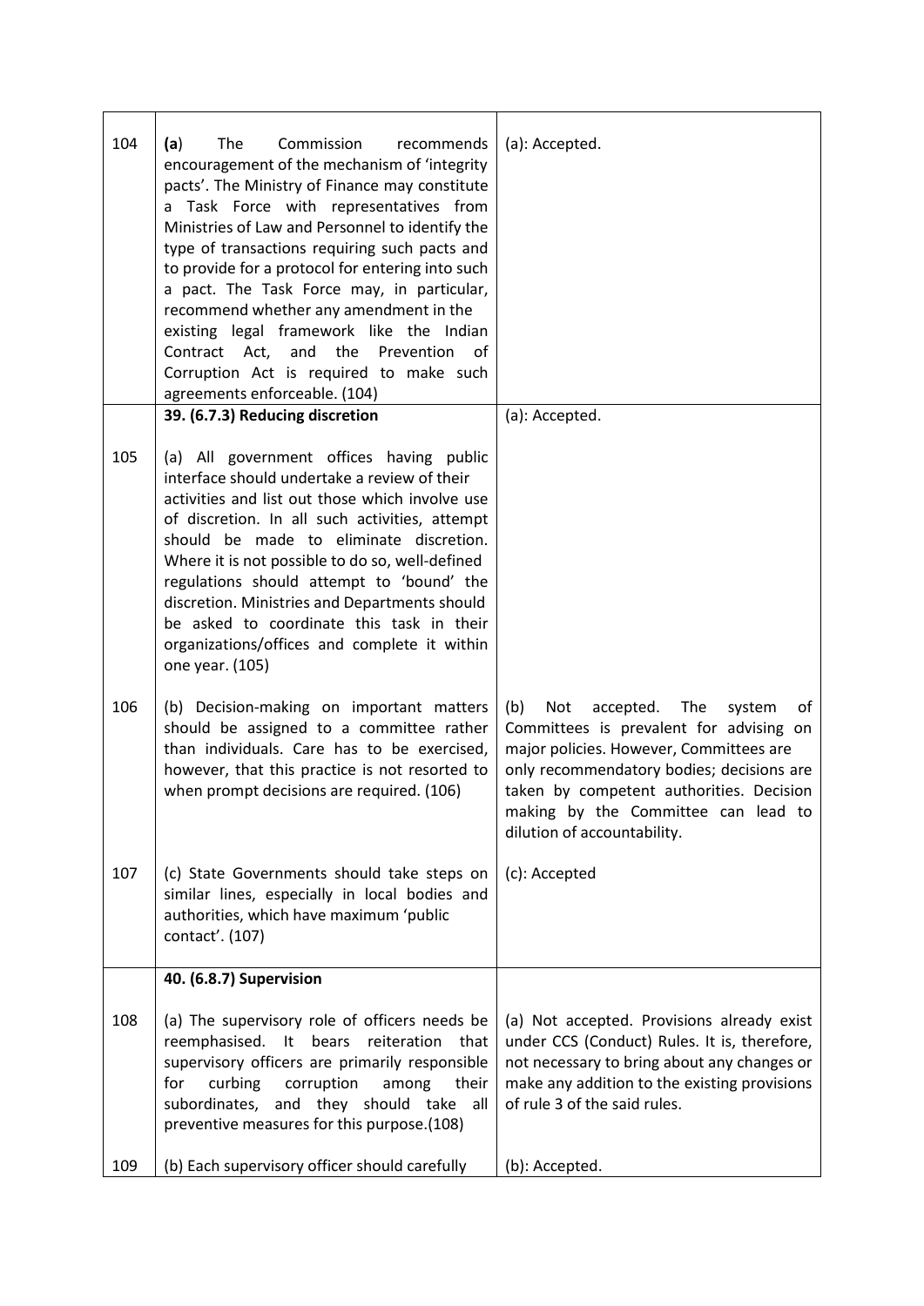| | | |
|---|---|---|
| 104 | **(a)** The Commission recommends encouragement of the mechanism of 'integrity pacts'. The Ministry of Finance may constitute a Task Force with representatives from Ministries of Law and Personnel to identify the type of transactions requiring such pacts and to provide for a protocol for entering into such a pact. The Task Force may, in particular, recommend whether any amendment in the existing legal framework like the Indian Contract Act, and the Prevention of Corruption Act is required to make such agreements enforceable. (104) | (a): Accepted. |
| | **39. (6.7.3) Reducing discretion** | (a): Accepted. |
| 105 | (a) All government offices having public interface should undertake a review of their activities and list out those which involve use of discretion. In all such activities, attempt should be made to eliminate discretion. Where it is not possible to do so, well-defined regulations should attempt to 'bound' the discretion. Ministries and Departments should be asked to coordinate this task in their organizations/offices and complete it within one year. (105) | |
| 106 | (b) Decision-making on important matters should be assigned to a committee rather than individuals. Care has to be exercised, however, that this practice is not resorted to when prompt decisions are required. (106) | (b) Not accepted. The system of Committees is prevalent for advising on major policies. However, Committees are only recommendatory bodies; decisions are taken by competent authorities. Decision making by the Committee can lead to dilution of accountability. |
| 107 | (c) State Governments should take steps on similar lines, especially in local bodies and authorities, which have maximum 'public contact'. (107) | (c): Accepted |
| | **40. (6.8.7) Supervision** | |
| 108 | (a) The supervisory role of officers needs be reemphasised. It bears reiteration that supervisory officers are primarily responsible for curbing corruption among their subordinates, and they should take all preventive measures for this purpose.(108) | (a) Not accepted. Provisions already exist under CCS (Conduct) Rules. It is, therefore, not necessary to bring about any changes or make any addition to the existing provisions of rule 3 of the said rules. |
| 109 | (b) Each supervisory officer should carefully | (b): Accepted. |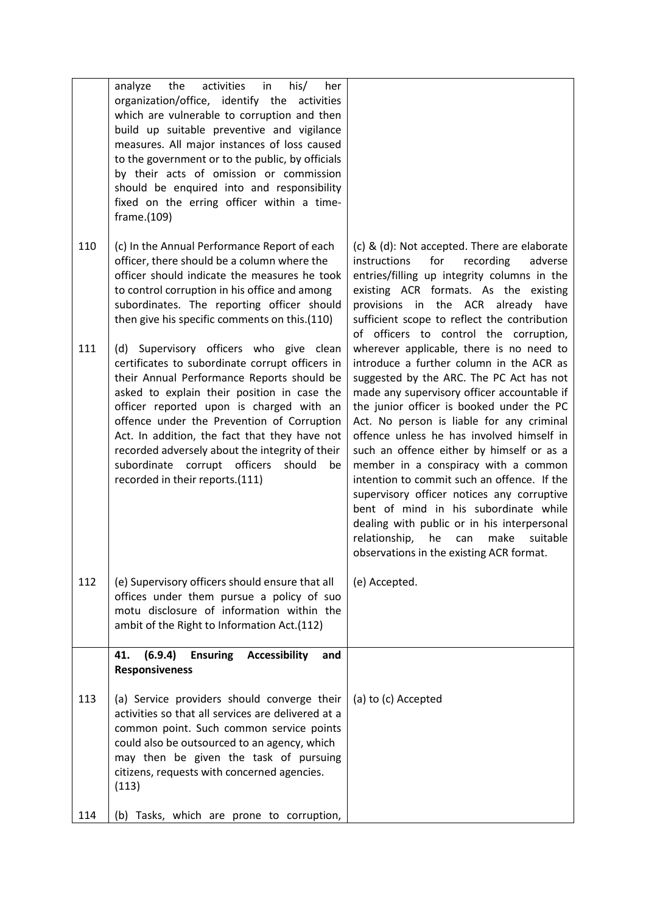| | | |
|---|---|---|
| | analyze the activities in his/ her organization/office, identify the activities which are vulnerable to corruption and then build up suitable preventive and vigilance measures. All major instances of loss caused to the government or to the public, by officials by their acts of omission or commission should be enquired into and responsibility fixed on the erring officer within a time-frame.(109) | |
| 110 | (c) In the Annual Performance Report of each officer, there should be a column where the officer should indicate the measures he took to control corruption in his office and among subordinates. The reporting officer should then give his specific comments on this.(110) | (c) & (d): Not accepted. There are elaborate instructions for recording adverse entries/filling up integrity columns in the existing ACR formats. As the existing provisions in the ACR already have sufficient scope to reflect the contribution of officers to control the corruption, wherever applicable, there is no need to introduce a further column in the ACR as suggested by the ARC. The PC Act has not made any supervisory officer accountable if the junior officer is booked under the PC Act. No person is liable for any criminal offence unless he has involved himself in such an offence either by himself or as a member in a conspiracy with a common intention to commit such an offence. If the supervisory officer notices any corruptive bent of mind in his subordinate while dealing with public or in his interpersonal relationship, he can make suitable observations in the existing ACR format. |
| 111 | (d) Supervisory officers who give clean certificates to subordinate corrupt officers in their Annual Performance Reports should be asked to explain their position in case the officer reported upon is charged with an offence under the Prevention of Corruption Act. In addition, the fact that they have not recorded adversely about the integrity of their subordinate corrupt officers should be recorded in their reports.(111) | |
| 112 | (e) Supervisory officers should ensure that all offices under them pursue a policy of suo motu disclosure of information within the ambit of the Right to Information Act.(112) | (e) Accepted. |
| | **41. (6.9.4) Ensuring Accessibility and Responsiveness** | |
| 113 | (a) Service providers should converge their activities so that all services are delivered at a common point. Such common service points could also be outsourced to an agency, which may then be given the task of pursuing citizens, requests with concerned agencies. (113) | (a) to (c) Accepted |
| 114 | (b) Tasks, which are prone to corruption, | |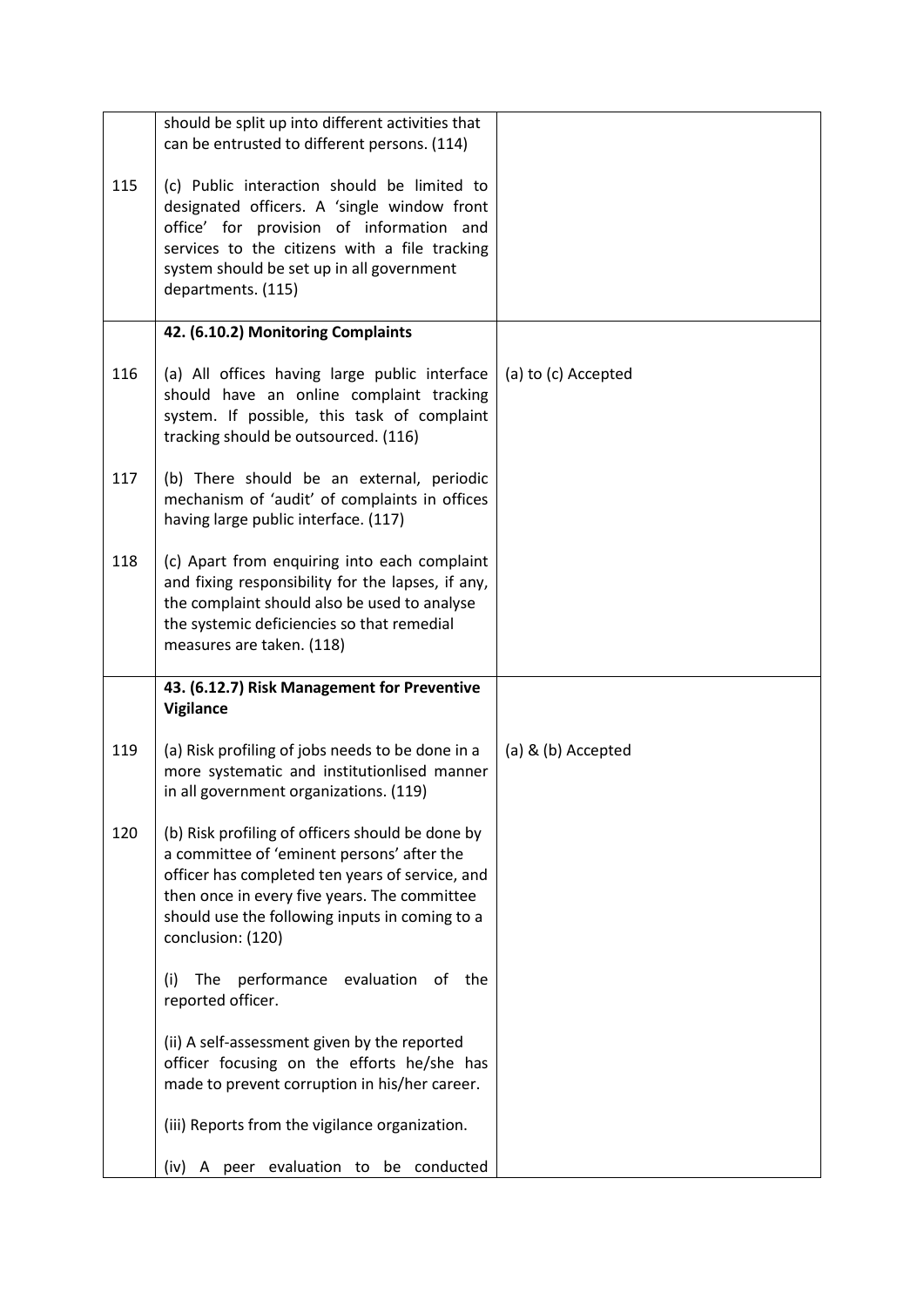| | | |
|---|---|---|
| | should be split up into different activities that can be entrusted to different persons. (114) | |
| 115 | (c) Public interaction should be limited to designated officers. A 'single window front office' for provision of information and services to the citizens with a file tracking system should be set up in all government departments. (115) | |
| | **42. (6.10.2) Monitoring Complaints** | |
| 116 | (a) All offices having large public interface should have an online complaint tracking system. If possible, this task of complaint tracking should be outsourced. (116) | (a) to (c) Accepted |
| 117 | (b) There should be an external, periodic mechanism of 'audit' of complaints in offices having large public interface. (117) | |
| 118 | (c) Apart from enquiring into each complaint and fixing responsibility for the lapses, if any, the complaint should also be used to analyse the systemic deficiencies so that remedial measures are taken. (118) | |
| | **43. (6.12.7) Risk Management for Preventive Vigilance** | |
| 119 | (a) Risk profiling of jobs needs to be done in a more systematic and institutionlised manner in all government organizations. (119) | (a) & (b) Accepted |
| 120 | (b) Risk profiling of officers should be done by a committee of 'eminent persons' after the officer has completed ten years of service, and then once in every five years. The committee should use the following inputs in coming to a conclusion: (120)<br><br>(i) The performance evaluation of the reported officer.<br><br>(ii) A self-assessment given by the reported officer focusing on the efforts he/she has made to prevent corruption in his/her career.<br><br>(iii) Reports from the vigilance organization.<br><br>(iv) A peer evaluation to be conducted | |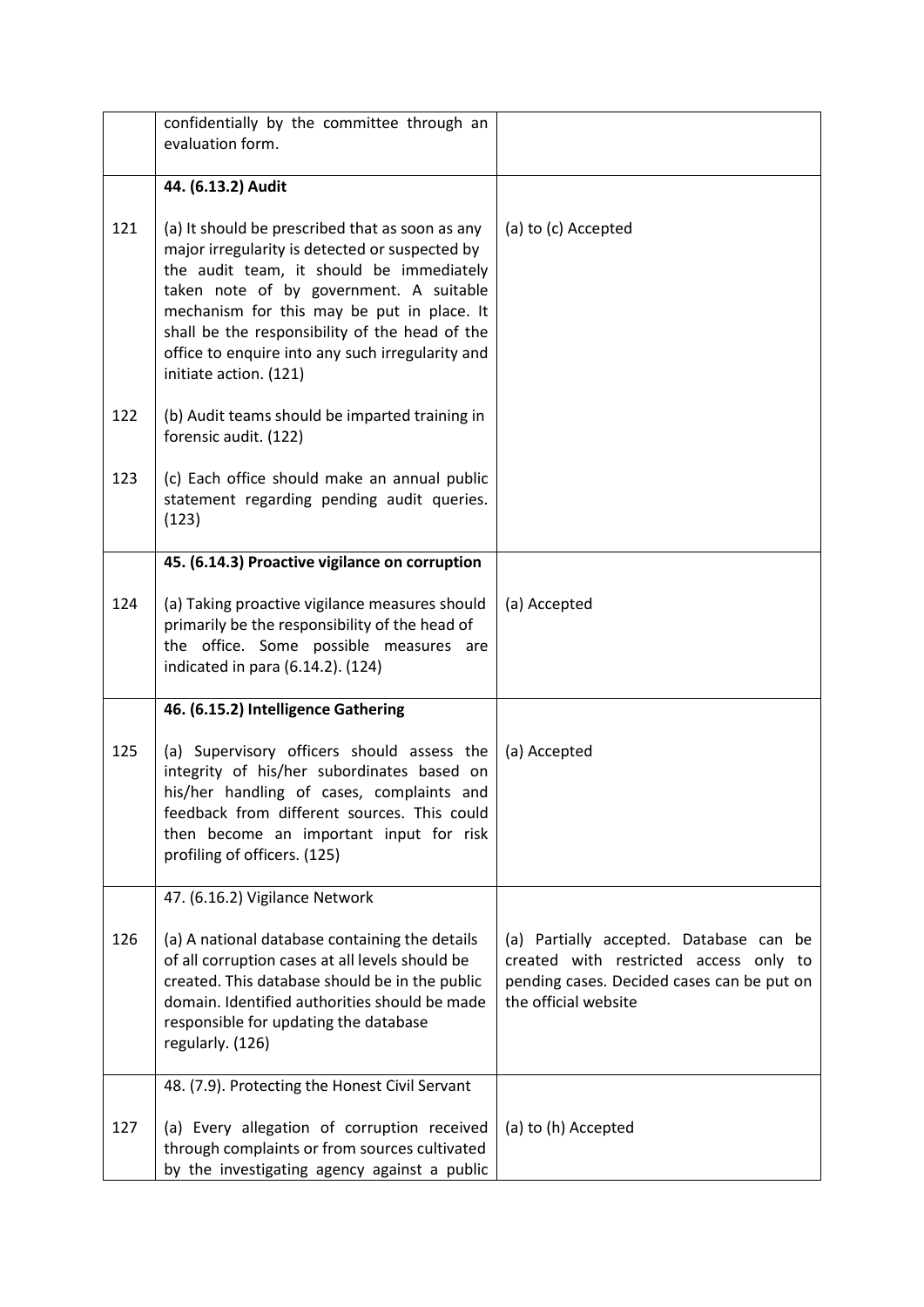| | | |
|---|---|---|
| | confidentially by the committee through an evaluation form. | |
| | **44. (6.13.2) Audit** | |
| 121 | (a) It should be prescribed that as soon as any major irregularity is detected or suspected by the audit team, it should be immediately taken note of by government. A suitable mechanism for this may be put in place. It shall be the responsibility of the head of the office to enquire into any such irregularity and initiate action. (121) | (a) to (c) Accepted |
| 122 | (b) Audit teams should be imparted training in forensic audit. (122) | |
| 123 | (c) Each office should make an annual public statement regarding pending audit queries. (123) | |
| | **45. (6.14.3) Proactive vigilance on corruption** | |
| 124 | (a) Taking proactive vigilance measures should primarily be the responsibility of the head of the office. Some possible measures are indicated in para (6.14.2). (124) | (a) Accepted |
| | **46. (6.15.2) Intelligence Gathering** | |
| 125 | (a) Supervisory officers should assess the integrity of his/her subordinates based on his/her handling of cases, complaints and feedback from different sources. This could then become an important input for risk profiling of officers. (125) | (a) Accepted |
| | 47. (6.16.2) Vigilance Network | |
| 126 | (a) A national database containing the details of all corruption cases at all levels should be created. This database should be in the public domain. Identified authorities should be made responsible for updating the database regularly. (126) | (a) Partially accepted. Database can be created with restricted access only to pending cases. Decided cases can be put on the official website |
| | 48. (7.9). Protecting the Honest Civil Servant | |
| 127 | (a) Every allegation of corruption received through complaints or from sources cultivated by the investigating agency against a public | (a) to (h) Accepted |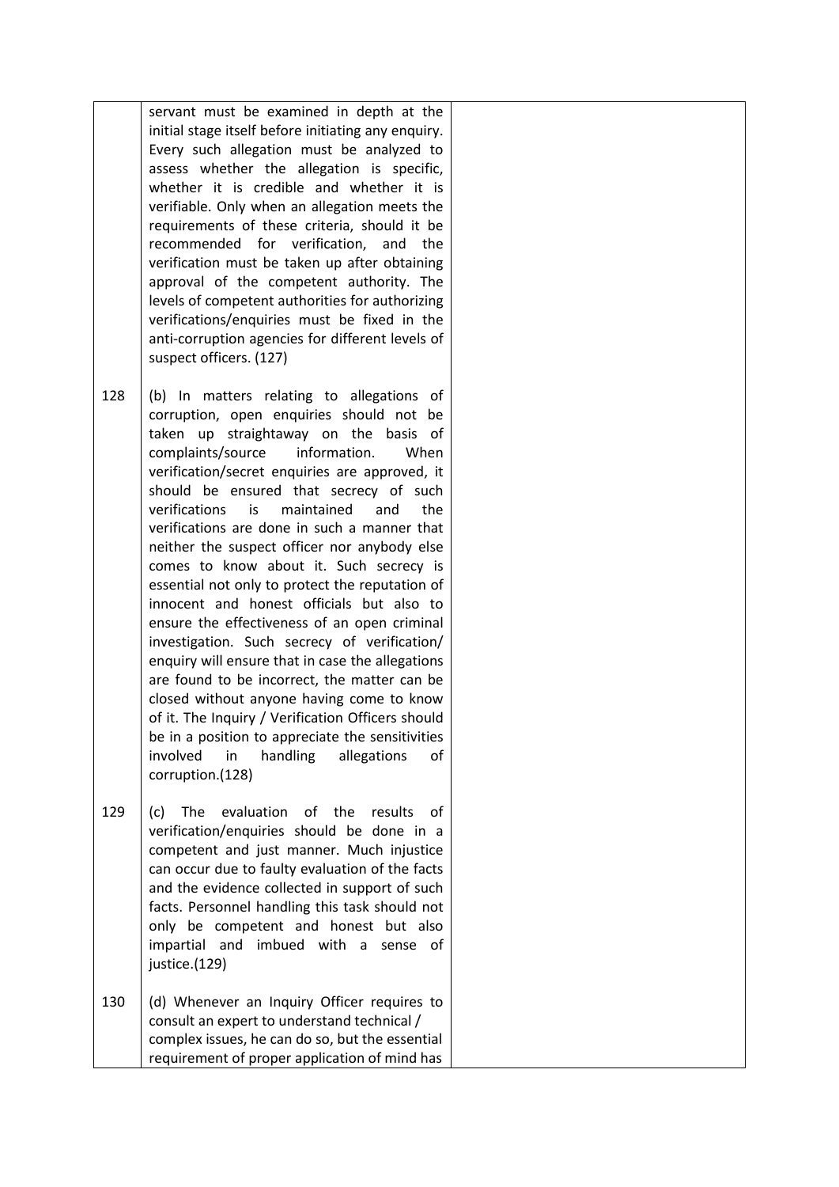| | | |
|---|---|---|
| | servant must be examined in depth at the initial stage itself before initiating any enquiry. Every such allegation must be analyzed to assess whether the allegation is specific, whether it is credible and whether it is verifiable. Only when an allegation meets the requirements of these criteria, should it be recommended for verification, and the verification must be taken up after obtaining approval of the competent authority. The levels of competent authorities for authorizing verifications/enquiries must be fixed in the anti-corruption agencies for different levels of suspect officers. (127) | |
| 128 | (b) In matters relating to allegations of corruption, open enquiries should not be taken up straightaway on the basis of complaints/source information. When verification/secret enquiries are approved, it should be ensured that secrecy of such verifications is maintained and the verifications are done in such a manner that neither the suspect officer nor anybody else comes to know about it. Such secrecy is essential not only to protect the reputation of innocent and honest officials but also to ensure the effectiveness of an open criminal investigation. Such secrecy of verification/ enquiry will ensure that in case the allegations are found to be incorrect, the matter can be closed without anyone having come to know of it. The Inquiry / Verification Officers should be in a position to appreciate the sensitivities involved in handling allegations of corruption.(128) | |
| 129 | (c) The evaluation of the results of verification/enquiries should be done in a competent and just manner. Much injustice can occur due to faulty evaluation of the facts and the evidence collected in support of such facts. Personnel handling this task should not only be competent and honest but also impartial and imbued with a sense of justice.(129) | |
| 130 | (d) Whenever an Inquiry Officer requires to consult an expert to understand technical / complex issues, he can do so, but the essential requirement of proper application of mind has | |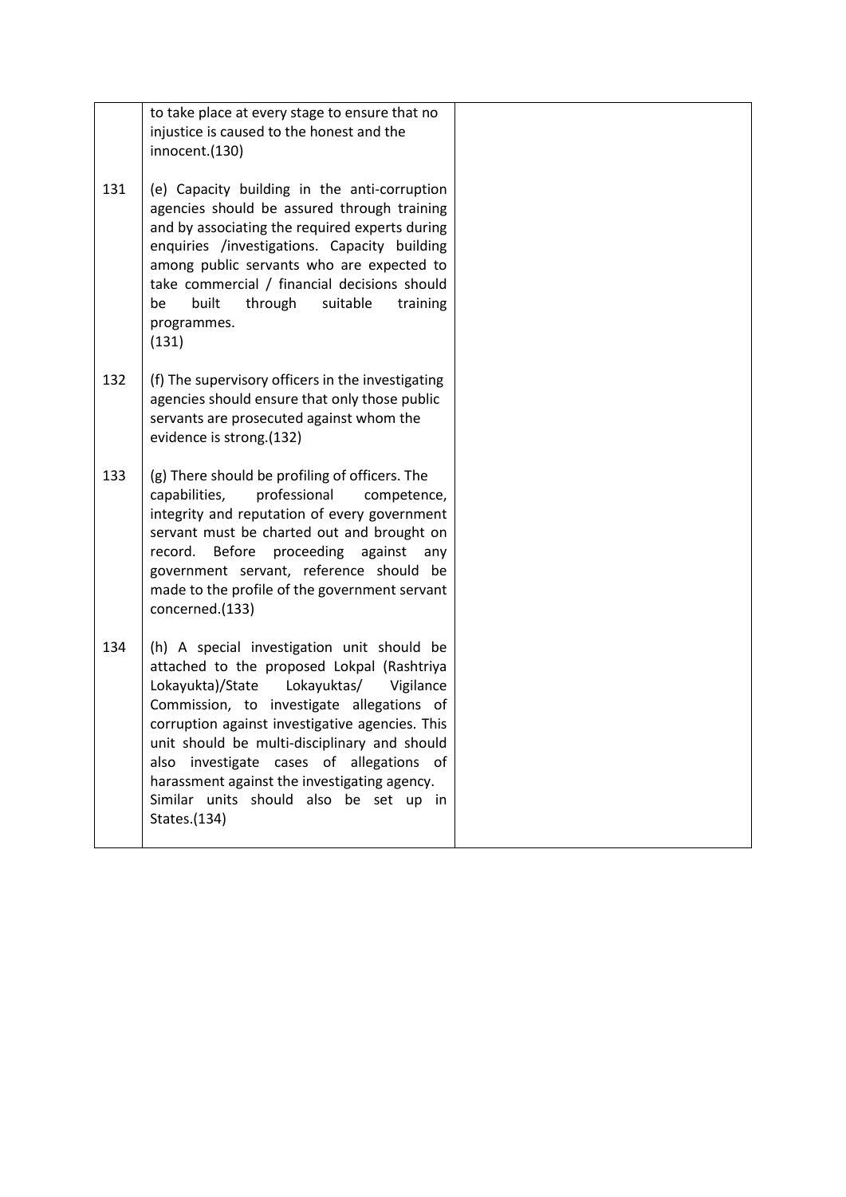| | | |
|---|---|---|
| | to take place at every stage to ensure that no injustice is caused to the honest and the innocent.(130) | |
| 131 | (e) Capacity building in the anti-corruption agencies should be assured through training and by associating the required experts during enquiries /investigations. Capacity building among public servants who are expected to take commercial / financial decisions should be built through suitable training programmes. (131) | |
| 132 | (f) The supervisory officers in the investigating agencies should ensure that only those public servants are prosecuted against whom the evidence is strong.(132) | |
| 133 | (g) There should be profiling of officers. The capabilities, professional competence, integrity and reputation of every government servant must be charted out and brought on record. Before proceeding against any government servant, reference should be made to the profile of the government servant concerned.(133) | |
| 134 | (h) A special investigation unit should be attached to the proposed Lokpal (Rashtriya Lokayukta)/State Lokayuktas/ Vigilance Commission, to investigate allegations of corruption against investigative agencies. This unit should be multi-disciplinary and should also investigate cases of allegations of harassment against the investigating agency. Similar units should also be set up in States.(134) | |